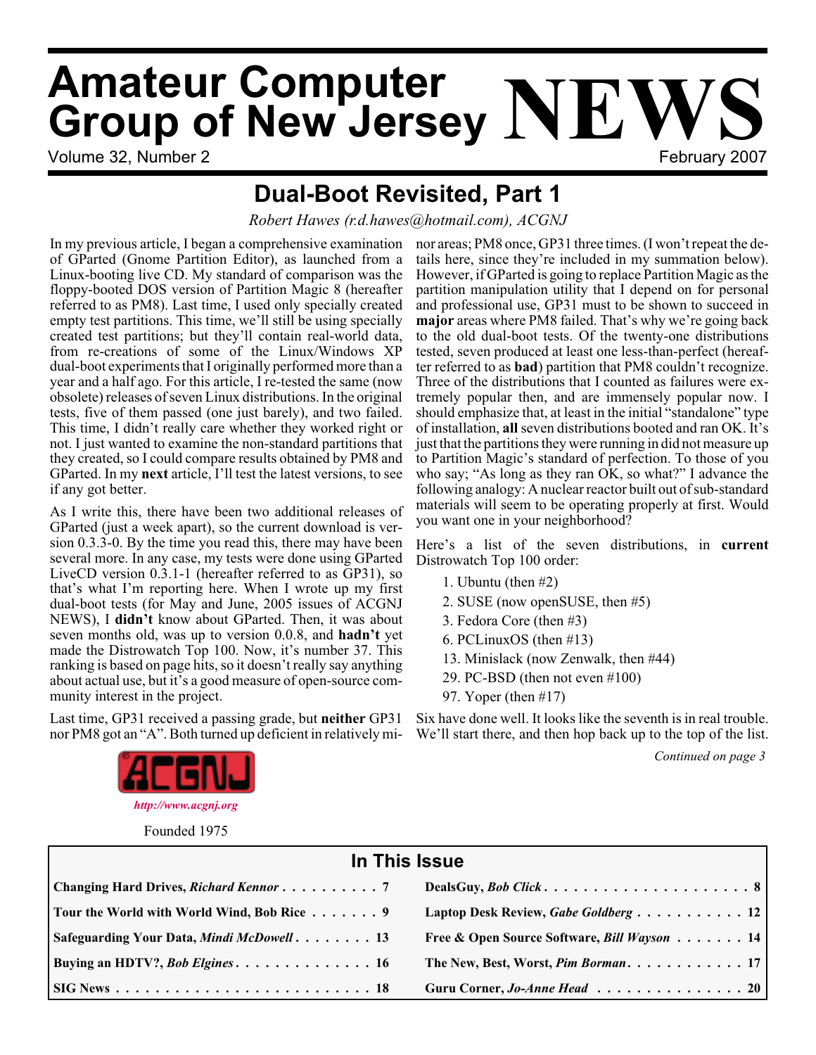# Amateur Computer Group of New Jersey NEWS

Volume 32, Number 2 — February 2007

## Dual-Boot Revisited, Part 1

*Robert Hawes (r.d.hawes@hotmail.com), ACGNJ*

In my previous article, I began a comprehensive examination of GParted (Gnome Partition Editor), as launched from a Linux-booting live CD. My standard of comparison was the floppy-booted DOS version of Partition Magic 8 (hereafter referred to as PM8). Last time, I used only specially created empty test partitions. This time, we'll still be using specially created test partitions; but they'll contain real-world data, from re-creations of some of the Linux/Windows XP dual-boot experiments that I originally performed more than a year and a half ago. For this article, I re-tested the same (now obsolete) releases of seven Linux distributions. In the original tests, five of them passed (one just barely), and two failed. This time, I didn't really care whether they worked right or not. I just wanted to examine the non-standard partitions that they created, so I could compare results obtained by PM8 and GParted. In my **next** article, I'll test the latest versions, to see if any got better.

As I write this, there have been two additional releases of GParted (just a week apart), so the current download is version 0.3.3-0. By the time you read this, there may have been several more. In any case, my tests were done using GParted LiveCD version 0.3.1-1 (hereafter referred to as GP31), so that's what I'm reporting here. When I wrote up my first dual-boot tests (for May and June, 2005 issues of ACGNJ NEWS), I **didn't** know about GParted. Then, it was about seven months old, was up to version 0.0.8, and **hadn't** yet made the Distrowatch Top 100. Now, it's number 37. This ranking is based on page hits, so it doesn't really say anything about actual use, but it's a good measure of open-source community interest in the project.

Last time, GP31 received a passing grade, but **neither** GP31 nor PM8 got an "A". Both turned up deficient in relatively minor areas; PM8 once, GP31 three times. (I won't repeat the details here, since they're included in my summation below). However, if GParted is going to replace Partition Magic as the partition manipulation utility that I depend on for personal and professional use, GP31 must to be shown to succeed in **major** areas where PM8 failed. That's why we're going back to the old dual-boot tests. Of the twenty-one distributions tested, seven produced at least one less-than-perfect (hereafter referred to as **bad**) partition that PM8 couldn't recognize. Three of the distributions that I counted as failures were extremely popular then, and are immensely popular now. I should emphasize that, at least in the initial "standalone" type of installation, **all** seven distributions booted and ran OK. It's just that the partitions they were running in did not measure up to Partition Magic's standard of perfection. To those of you who say; "As long as they ran OK, so what?" I advance the following analogy: A nuclear reactor built out of sub-standard materials will seem to be operating properly at first. Would you want one in your neighborhood?

Here's a list of the seven distributions, in **current** Distrowatch Top 100 order:

1. Ubuntu (then #2)
2. SUSE (now openSUSE, then #5)
3. Fedora Core (then #3)
6. PCLinuxOS (then #13)
13. Minislack (now Zenwalk, then #44)
29. PC-BSD (then not even #100)
97. Yoper (then #17)

Six have done well. It looks like the seventh is in real trouble. We'll start there, and then hop back up to the top of the list.

*Continued on page 3*

ACGNJ

*http://www.acgnj.org*

Founded 1975

### In This Issue

| | |
|---|---|
| Changing Hard Drives, *Richard Kennor* . . . 7 | DealsGuy, *Bob Click* . . . 8 |
| Tour the World with World Wind, Bob Rice . . . 9 | Laptop Desk Review, *Gabe Goldberg* . . . 12 |
| Safeguarding Your Data, *Mindi McDowell* . . . 13 | Free & Open Source Software, *Bill Wayson* . . . 14 |
| Buying an HDTV?, *Bob Elgines* . . . 16 | The New, Best, Worst, *Pim Borman* . . . 17 |
| SIG News . . . 18 | Guru Corner, *Jo-Anne Head* . . . 20 |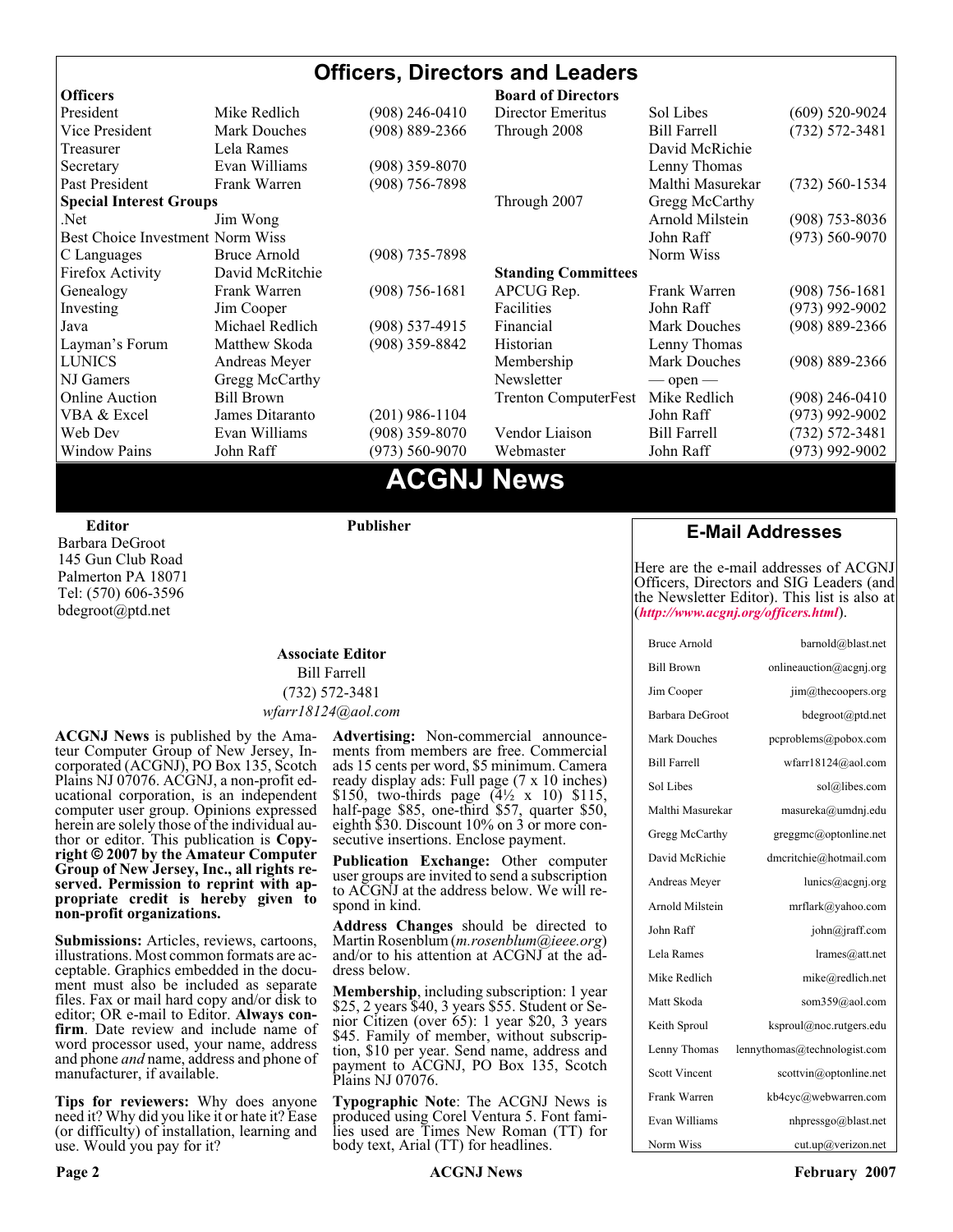# Officers, Directors and Leaders

| **Officers** | | | **Board of Directors** | | |
|---|---|---|---|---|---|
| President | Mike Redlich | (908) 246-0410 | Director Emeritus | Sol Libes | (609) 520-9024 |
| Vice President | Mark Douches | (908) 889-2366 | Through 2008 | Bill Farrell | (732) 572-3481 |
| Treasurer | Lela Rames | | | David McRichie | |
| Secretary | Evan Williams | (908) 359-8070 | | Lenny Thomas | |
| Past President | Frank Warren | (908) 756-7898 | | Malthi Masurekar | (732) 560-1534 |
| **Special Interest Groups** | | | Through 2007 | Gregg McCarthy | |
| .Net | Jim Wong | | | Arnold Milstein | (908) 753-8036 |
| Best Choice Investment | Norm Wiss | | | John Raff | (973) 560-9070 |
| C Languages | Bruce Arnold | (908) 735-7898 | | Norm Wiss | |
| Firefox Activity | David McRitchie | | **Standing Committees** | | |
| Genealogy | Frank Warren | (908) 756-1681 | APCUG Rep. | Frank Warren | (908) 756-1681 |
| Investing | Jim Cooper | | Facilities | John Raff | (973) 992-9002 |
| Java | Michael Redlich | (908) 537-4915 | Financial | Mark Douches | (908) 889-2366 |
| Layman's Forum | Matthew Skoda | (908) 359-8842 | Historian | Lenny Thomas | |
| LUNICS | Andreas Meyer | | Membership | Mark Douches | (908) 889-2366 |
| NJ Gamers | Gregg McCarthy | | Newsletter | — open — | |
| Online Auction | Bill Brown | | Trenton ComputerFest | Mike Redlich | (908) 246-0410 |
| VBA & Excel | James Ditaranto | (201) 986-1104 | | John Raff | (973) 992-9002 |
| Web Dev | Evan Williams | (908) 359-8070 | Vendor Liaison | Bill Farrell | (732) 572-3481 |
| Window Pains | John Raff | (973) 560-9070 | Webmaster | John Raff | (973) 992-9002 |

# ACGNJ News

**Editor**
Barbara DeGroot
145 Gun Club Road
Palmerton PA 18071
Tel: (570) 606-3596
bdegroot@ptd.net

**Publisher**

**Associate Editor**
Bill Farrell
(732) 572-3481
*wfarr18124@aol.com*

**ACGNJ News** is published by the Amateur Computer Group of New Jersey, Incorporated (ACGNJ), PO Box 135, Scotch Plains NJ 07076. ACGNJ, a non-profit educational corporation, is an independent computer user group. Opinions expressed herein are solely those of the individual author or editor. This publication is **Copyright © 2007 by the Amateur Computer Group of New Jersey, Inc., all rights reserved. Permission to reprint with appropriate credit is hereby given to non-profit organizations.**

**Submissions:** Articles, reviews, cartoons, illustrations. Most common formats are acceptable. Graphics embedded in the document must also be included as separate files. Fax or mail hard copy and/or disk to editor; OR e-mail to Editor. **Always confirm**. Date review and include name of word processor used, your name, address and phone *and* name, address and phone of manufacturer, if available.

**Tips for reviewers:** Why does anyone need it? Why did you like it or hate it? Ease (or difficulty) of installation, learning and use. Would you pay for it?

**Advertising:** Non-commercial announcements from members are free. Commercial ads 15 cents per word, $5 minimum. Camera ready display ads: Full page (7 x 10 inches) $150, two-thirds page (4½ x 10) $115, half-page $85, one-third $57, quarter $50, eighth $30. Discount 10% on 3 or more consecutive insertions. Enclose payment.

**Publication Exchange:** Other computer user groups are invited to send a subscription to ACGNJ at the address below. We will respond in kind.

**Address Changes** should be directed to Martin Rosenblum (*m.rosenblum@ieee.org*) and/or to his attention at ACGNJ at the address below.

**Membership**, including subscription: 1 year $25, 2 years $40, 3 years $55. Student or Senior Citizen (over 65): 1 year $20, 3 years $45. Family of member, without subscription, $10 per year. Send name, address and payment to ACGNJ, PO Box 135, Scotch Plains NJ 07076.

**Typographic Note**: The ACGNJ News is produced using Corel Ventura 5. Font families used are Times New Roman (TT) for body text, Arial (TT) for headlines.

## E-Mail Addresses

Here are the e-mail addresses of ACGNJ Officers, Directors and SIG Leaders (and the Newsletter Editor). This list is also at (***http://www.acgnj.org/officers.html***).

| | |
|---|---|
| Bruce Arnold | barnold@blast.net |
| Bill Brown | onlineauction@acgnj.org |
| Jim Cooper | jim@thecoopers.org |
| Barbara DeGroot | bdegroot@ptd.net |
| Mark Douches | pcproblems@pobox.com |
| Bill Farrell | wfarr18124@aol.com |
| Sol Libes | sol@libes.com |
| Malthi Masurekar | masureka@umdnj.edu |
| Gregg McCarthy | greggmc@optonline.net |
| David McRichie | dmcritchie@hotmail.com |
| Andreas Meyer | lunics@acgnj.org |
| Arnold Milstein | mrflark@yahoo.com |
| John Raff | john@jraff.com |
| Lela Rames | lrames@att.net |
| Mike Redlich | mike@redlich.net |
| Matt Skoda | som359@aol.com |
| Keith Sproul | ksproul@noc.rutgers.edu |
| Lenny Thomas | lennythomas@technologist.com |
| Scott Vincent | scottvin@optonline.net |
| Frank Warren | kb4cyc@webwarren.com |
| Evan Williams | nhpressgo@blast.net |
| Norm Wiss | cut.up@verizon.net |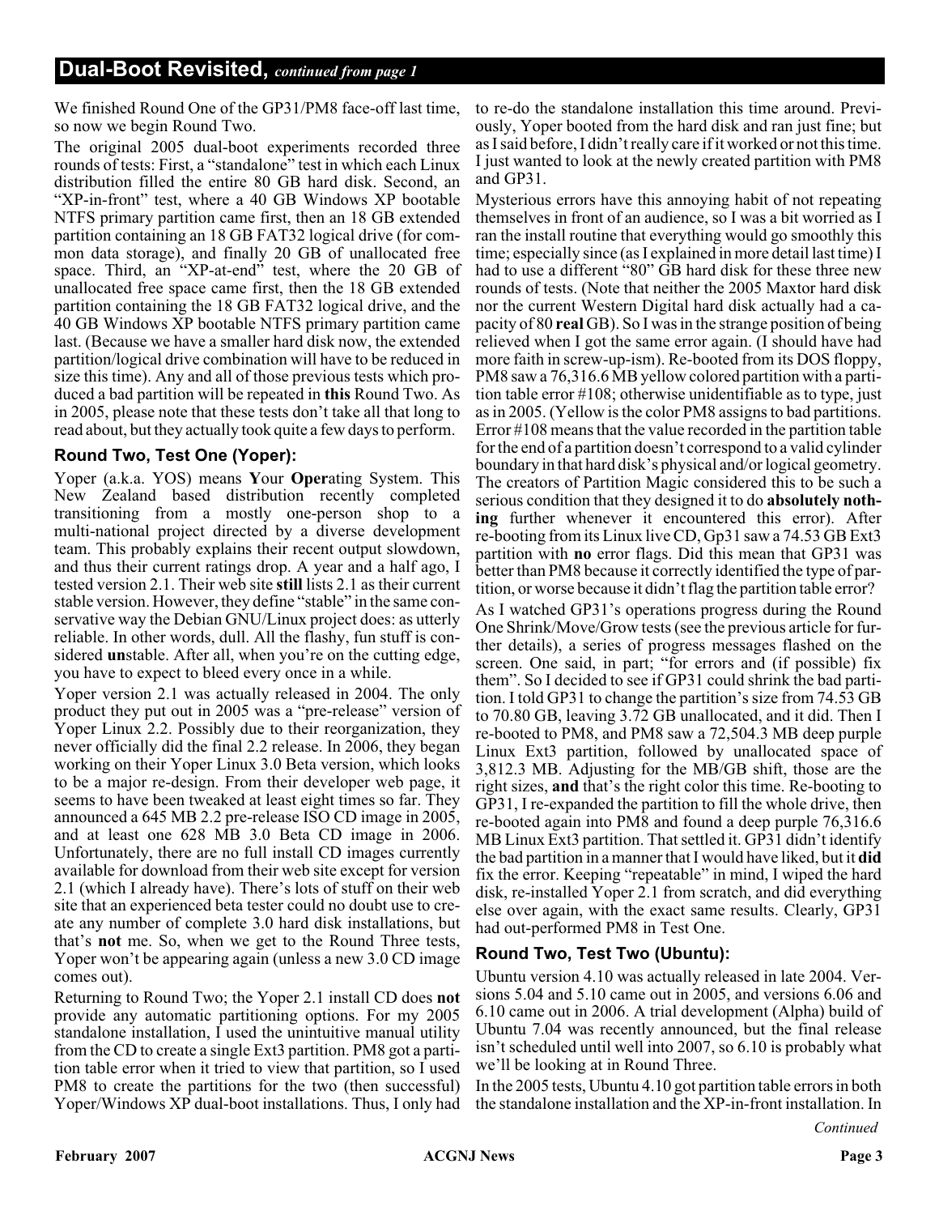## Dual-Boot Revisited, *continued from page 1*

We finished Round One of the GP31/PM8 face-off last time, so now we begin Round Two.

The original 2005 dual-boot experiments recorded three rounds of tests: First, a "standalone" test in which each Linux distribution filled the entire 80 GB hard disk. Second, an "XP-in-front" test, where a 40 GB Windows XP bootable NTFS primary partition came first, then an 18 GB extended partition containing an 18 GB FAT32 logical drive (for common data storage), and finally 20 GB of unallocated free space. Third, an "XP-at-end" test, where the 20 GB of unallocated free space came first, then the 18 GB extended partition containing the 18 GB FAT32 logical drive, and the 40 GB Windows XP bootable NTFS primary partition came last. (Because we have a smaller hard disk now, the extended partition/logical drive combination will have to be reduced in size this time). Any and all of those previous tests which produced a bad partition will be repeated in **this** Round Two. As in 2005, please note that these tests don't take all that long to read about, but they actually took quite a few days to perform.

### Round Two, Test One (Yoper):

Yoper (a.k.a. YOS) means **Y**our **Oper**ating System. This New Zealand based distribution recently completed transitioning from a mostly one-person shop to a multi-national project directed by a diverse development team. This probably explains their recent output slowdown, and thus their current ratings drop. A year and a half ago, I tested version 2.1. Their web site **still** lists 2.1 as their current stable version. However, they define "stable" in the same conservative way the Debian GNU/Linux project does: as utterly reliable. In other words, dull. All the flashy, fun stuff is considered **un**stable. After all, when you're on the cutting edge, you have to expect to bleed every once in a while.

Yoper version 2.1 was actually released in 2004. The only product they put out in 2005 was a "pre-release" version of Yoper Linux 2.2. Possibly due to their reorganization, they never officially did the final 2.2 release. In 2006, they began working on their Yoper Linux 3.0 Beta version, which looks to be a major re-design. From their developer web page, it seems to have been tweaked at least eight times so far. They announced a 645 MB 2.2 pre-release ISO CD image in 2005, and at least one 628 MB 3.0 Beta CD image in 2006. Unfortunately, there are no full install CD images currently available for download from their web site except for version 2.1 (which I already have). There's lots of stuff on their web site that an experienced beta tester could no doubt use to create any number of complete 3.0 hard disk installations, but that's **not** me. So, when we get to the Round Three tests, Yoper won't be appearing again (unless a new 3.0 CD image comes out).

Returning to Round Two; the Yoper 2.1 install CD does **not** provide any automatic partitioning options. For my 2005 standalone installation, I used the unintuitive manual utility from the CD to create a single Ext3 partition. PM8 got a partition table error when it tried to view that partition, so I used PM8 to create the partitions for the two (then successful) Yoper/Windows XP dual-boot installations. Thus, I only had to re-do the standalone installation this time around. Previously, Yoper booted from the hard disk and ran just fine; but as I said before, I didn't really care if it worked or not this time. I just wanted to look at the newly created partition with PM8 and GP31.

Mysterious errors have this annoying habit of not repeating themselves in front of an audience, so I was a bit worried as I ran the install routine that everything would go smoothly this time; especially since (as I explained in more detail last time) I had to use a different "80" GB hard disk for these three new rounds of tests. (Note that neither the 2005 Maxtor hard disk nor the current Western Digital hard disk actually had a capacity of 80 **real** GB). So I was in the strange position of being relieved when I got the same error again. (I should have had more faith in screw-up-ism). Re-booted from its DOS floppy, PM8 saw a 76,316.6 MB yellow colored partition with a partition table error #108; otherwise unidentifiable as to type, just as in 2005. (Yellow is the color PM8 assigns to bad partitions. Error #108 means that the value recorded in the partition table for the end of a partition doesn't correspond to a valid cylinder boundary in that hard disk's physical and/or logical geometry. The creators of Partition Magic considered this to be such a serious condition that they designed it to do **absolutely nothing** further whenever it encountered this error). After re-booting from its Linux live CD, Gp31 saw a 74.53 GB Ext3 partition with **no** error flags. Did this mean that GP31 was better than PM8 because it correctly identified the type of partition, or worse because it didn't flag the partition table error?

As I watched GP31's operations progress during the Round One Shrink/Move/Grow tests (see the previous article for further details), a series of progress messages flashed on the screen. One said, in part; "for errors and (if possible) fix them". So I decided to see if GP31 could shrink the bad partition. I told GP31 to change the partition's size from 74.53 GB to 70.80 GB, leaving 3.72 GB unallocated, and it did. Then I re-booted to PM8, and PM8 saw a 72,504.3 MB deep purple Linux Ext3 partition, followed by unallocated space of 3,812.3 MB. Adjusting for the MB/GB shift, those are the right sizes, **and** that's the right color this time. Re-booting to GP31, I re-expanded the partition to fill the whole drive, then re-booted again into PM8 and found a deep purple 76,316.6 MB Linux Ext3 partition. That settled it. GP31 didn't identify the bad partition in a manner that I would have liked, but it **did** fix the error. Keeping "repeatable" in mind, I wiped the hard disk, re-installed Yoper 2.1 from scratch, and did everything else over again, with the exact same results. Clearly, GP31 had out-performed PM8 in Test One.

### Round Two, Test Two (Ubuntu):

Ubuntu version 4.10 was actually released in late 2004. Versions 5.04 and 5.10 came out in 2005, and versions 6.06 and 6.10 came out in 2006. A trial development (Alpha) build of Ubuntu 7.04 was recently announced, but the final release isn't scheduled until well into 2007, so 6.10 is probably what we'll be looking at in Round Three.

In the 2005 tests, Ubuntu 4.10 got partition table errors in both the standalone installation and the XP-in-front installation. In

*Continued*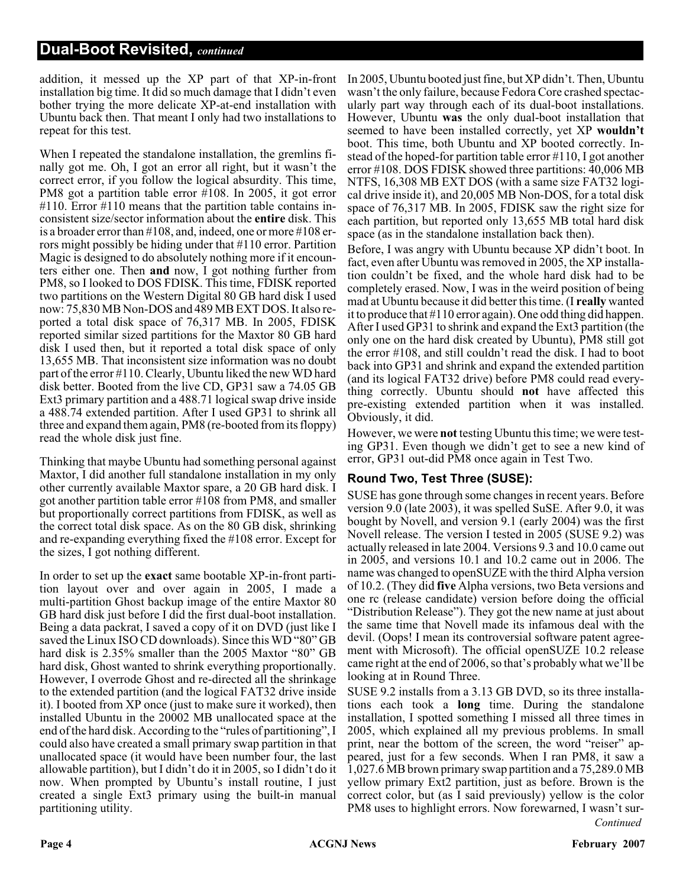addition, it messed up the XP part of that XP-in-front installation big time. It did so much damage that I didn't even bother trying the more delicate XP-at-end installation with Ubuntu back then. That meant I only had two installations to repeat for this test.

When I repeated the standalone installation, the gremlins finally got me. Oh, I got an error all right, but it wasn't the correct error, if you follow the logical absurdity. This time, PM8 got a partition table error #108. In 2005, it got error #110. Error #110 means that the partition table contains inconsistent size/sector information about the **entire** disk. This is a broader error than #108, and, indeed, one or more #108 errors might possibly be hiding under that #110 error. Partition Magic is designed to do absolutely nothing more if it encounters either one. Then **and** now, I got nothing further from PM8, so I looked to DOS FDISK. This time, FDISK reported two partitions on the Western Digital 80 GB hard disk I used now: 75,830 MB Non-DOS and 489 MB EXT DOS. It also reported a total disk space of 76,317 MB. In 2005, FDISK reported similar sized partitions for the Maxtor 80 GB hard disk I used then, but it reported a total disk space of only 13,655 MB. That inconsistent size information was no doubt part of the error #110. Clearly, Ubuntu liked the new WD hard disk better. Booted from the live CD, GP31 saw a 74.05 GB Ext3 primary partition and a 488.71 logical swap drive inside a 488.74 extended partition. After I used GP31 to shrink all three and expand them again, PM8 (re-booted from its floppy) read the whole disk just fine.

Thinking that maybe Ubuntu had something personal against Maxtor, I did another full standalone installation in my only other currently available Maxtor spare, a 20 GB hard disk. I got another partition table error #108 from PM8, and smaller but proportionally correct partitions from FDISK, as well as the correct total disk space. As on the 80 GB disk, shrinking and re-expanding everything fixed the #108 error. Except for the sizes, I got nothing different.

In order to set up the **exact** same bootable XP-in-front partition layout over and over again in 2005, I made a multi-partition Ghost backup image of the entire Maxtor 80 GB hard disk just before I did the first dual-boot installation. Being a data packrat, I saved a copy of it on DVD (just like I saved the Linux ISO CD downloads). Since this WD "80" GB hard disk is 2.35% smaller than the 2005 Maxtor "80" GB hard disk, Ghost wanted to shrink everything proportionally. However, I overrode Ghost and re-directed all the shrinkage to the extended partition (and the logical FAT32 drive inside it). I booted from XP once (just to make sure it worked), then installed Ubuntu in the 20002 MB unallocated space at the end of the hard disk. According to the "rules of partitioning", I could also have created a small primary swap partition in that unallocated space (it would have been number four, the last allowable partition), but I didn't do it in 2005, so I didn't do it now. When prompted by Ubuntu's install routine, I just created a single Ext3 primary using the built-in manual partitioning utility.

In 2005, Ubuntu booted just fine, but XP didn't. Then, Ubuntu wasn't the only failure, because Fedora Core crashed spectacularly part way through each of its dual-boot installations. However, Ubuntu **was** the only dual-boot installation that seemed to have been installed correctly, yet XP **wouldn't** boot. This time, both Ubuntu and XP booted correctly. Instead of the hoped-for partition table error #110, I got another error #108. DOS FDISK showed three partitions: 40,006 MB NTFS, 16,308 MB EXT DOS (with a same size FAT32 logical drive inside it), and 20,005 MB Non-DOS, for a total disk space of 76,317 MB. In 2005, FDISK saw the right size for each partition, but reported only 13,655 MB total hard disk space (as in the standalone installation back then).

Before, I was angry with Ubuntu because XP didn't boot. In fact, even after Ubuntu was removed in 2005, the XP installation couldn't be fixed, and the whole hard disk had to be completely erased. Now, I was in the weird position of being mad at Ubuntu because it did better this time. (I **really** wanted it to produce that #110 error again). One odd thing did happen. After I used GP31 to shrink and expand the Ext3 partition (the only one on the hard disk created by Ubuntu), PM8 still got the error #108, and still couldn't read the disk. I had to boot back into GP31 and shrink and expand the extended partition (and its logical FAT32 drive) before PM8 could read everything correctly. Ubuntu should **not** have affected this pre-existing extended partition when it was installed. Obviously, it did.

However, we were **not** testing Ubuntu this time; we were testing GP31. Even though we didn't get to see a new kind of error, GP31 out-did PM8 once again in Test Two.

### Round Two, Test Three (SUSE):

SUSE has gone through some changes in recent years. Before version 9.0 (late 2003), it was spelled SuSE. After 9.0, it was bought by Novell, and version 9.1 (early 2004) was the first Novell release. The version I tested in 2005 (SUSE 9.2) was actually released in late 2004. Versions 9.3 and 10.0 came out in 2005, and versions 10.1 and 10.2 came out in 2006. The name was changed to openSUZE with the third Alpha version of 10.2. (They did **five** Alpha versions, two Beta versions and one rc (release candidate) version before doing the official "Distribution Release"). They got the new name at just about the same time that Novell made its infamous deal with the devil. (Oops! I mean its controversial software patent agreement with Microsoft). The official openSUZE 10.2 release came right at the end of 2006, so that's probably what we'll be looking at in Round Three.

SUSE 9.2 installs from a 3.13 GB DVD, so its three installations each took a **long** time. During the standalone installation, I spotted something I missed all three times in 2005, which explained all my previous problems. In small print, near the bottom of the screen, the word "reiser" appeared, just for a few seconds. When I ran PM8, it saw a 1,027.6 MB brown primary swap partition and a 75,289.0 MB yellow primary Ext2 partition, just as before. Brown is the correct color, but (as I said previously) yellow is the color PM8 uses to highlight errors. Now forewarned, I wasn't sur-

*Continued*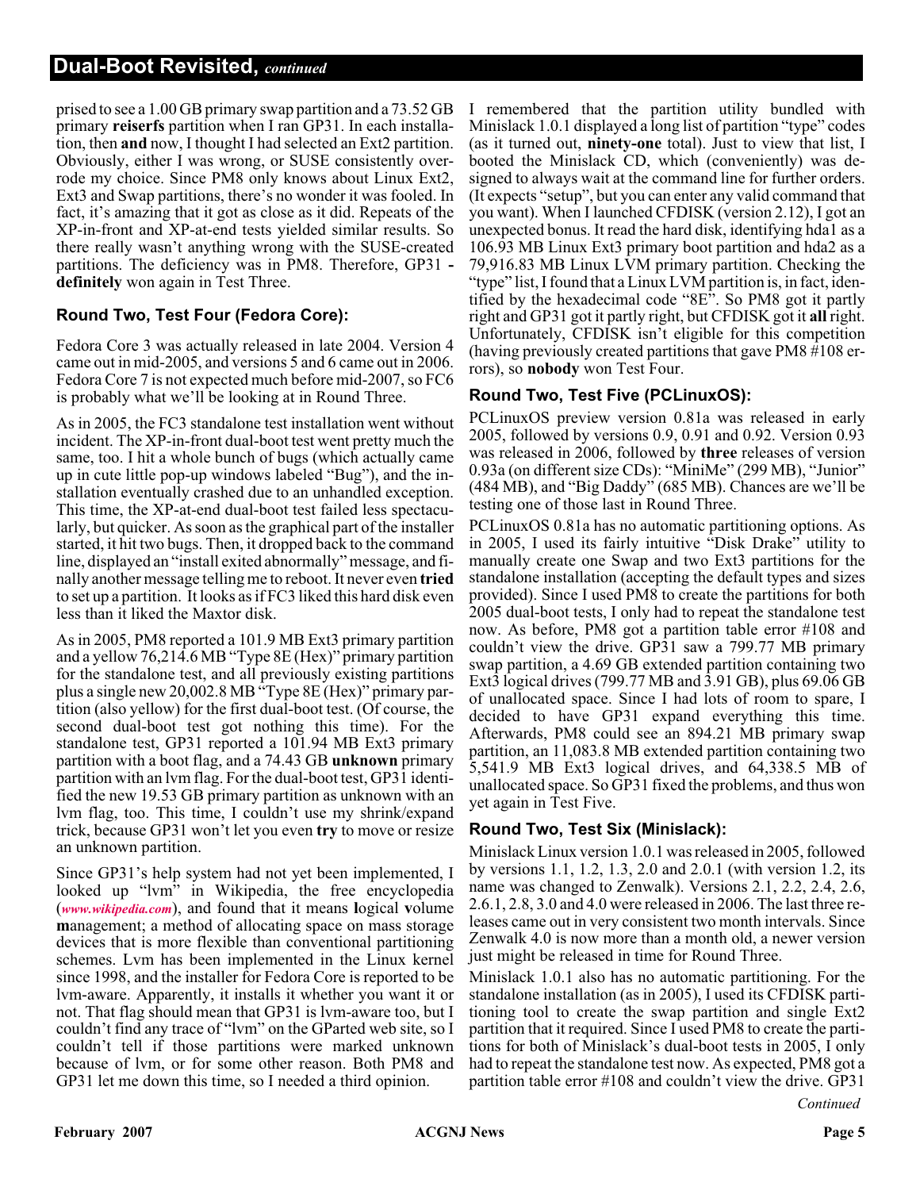prised to see a 1.00 GB primary swap partition and a 73.52 GB primary **reiserfs** partition when I ran GP31. In each installation, then **and** now, I thought I had selected an Ext2 partition. Obviously, either I was wrong, or SUSE consistently overrode my choice. Since PM8 only knows about Linux Ext2, Ext3 and Swap partitions, there's no wonder it was fooled. In fact, it's amazing that it got as close as it did. Repeats of the XP-in-front and XP-at-end tests yielded similar results. So there really wasn't anything wrong with the SUSE-created partitions. The deficiency was in PM8. Therefore, GP31 - **definitely** won again in Test Three.

### Round Two, Test Four (Fedora Core):

Fedora Core 3 was actually released in late 2004. Version 4 came out in mid-2005, and versions 5 and 6 came out in 2006. Fedora Core 7 is not expected much before mid-2007, so FC6 is probably what we'll be looking at in Round Three.

As in 2005, the FC3 standalone test installation went without incident. The XP-in-front dual-boot test went pretty much the same, too. I hit a whole bunch of bugs (which actually came up in cute little pop-up windows labeled "Bug"), and the installation eventually crashed due to an unhandled exception. This time, the XP-at-end dual-boot test failed less spectacularly, but quicker. As soon as the graphical part of the installer started, it hit two bugs. Then, it dropped back to the command line, displayed an "install exited abnormally" message, and finally another message telling me to reboot. It never even **tried** to set up a partition. It looks as if FC3 liked this hard disk even less than it liked the Maxtor disk.

As in 2005, PM8 reported a 101.9 MB Ext3 primary partition and a yellow 76,214.6 MB "Type 8E (Hex)" primary partition for the standalone test, and all previously existing partitions plus a single new 20,002.8 MB "Type 8E (Hex)" primary partition (also yellow) for the first dual-boot test. (Of course, the second dual-boot test got nothing this time). For the standalone test, GP31 reported a 101.94 MB Ext3 primary partition with a boot flag, and a 74.43 GB **unknown** primary partition with an lvm flag. For the dual-boot test, GP31 identified the new 19.53 GB primary partition as unknown with an lvm flag, too. This time, I couldn't use my shrink/expand trick, because GP31 won't let you even **try** to move or resize an unknown partition.

Since GP31's help system had not yet been implemented, I looked up "lvm" in Wikipedia, the free encyclopedia (*www.wikipedia.com*), and found that it means **l**ogical **v**olume **m**anagement; a method of allocating space on mass storage devices that is more flexible than conventional partitioning schemes. Lvm has been implemented in the Linux kernel since 1998, and the installer for Fedora Core is reported to be lvm-aware. Apparently, it installs it whether you want it or not. That flag should mean that GP31 is lvm-aware too, but I couldn't find any trace of "lvm" on the GParted web site, so I couldn't tell if those partitions were marked unknown because of lvm, or for some other reason. Both PM8 and GP31 let me down this time, so I needed a third opinion.

I remembered that the partition utility bundled with Minislack 1.0.1 displayed a long list of partition "type" codes (as it turned out, **ninety-one** total). Just to view that list, I booted the Minislack CD, which (conveniently) was designed to always wait at the command line for further orders. (It expects "setup", but you can enter any valid command that you want). When I launched CFDISK (version 2.12), I got an unexpected bonus. It read the hard disk, identifying hda1 as a 106.93 MB Linux Ext3 primary boot partition and hda2 as a 79,916.83 MB Linux LVM primary partition. Checking the "type" list, I found that a Linux LVM partition is, in fact, identified by the hexadecimal code "8E". So PM8 got it partly right and GP31 got it partly right, but CFDISK got it **all** right. Unfortunately, CFDISK isn't eligible for this competition (having previously created partitions that gave PM8 #108 errors), so **nobody** won Test Four.

### Round Two, Test Five (PCLinuxOS):

PCLinuxOS preview version 0.81a was released in early 2005, followed by versions 0.9, 0.91 and 0.92. Version 0.93 was released in 2006, followed by **three** releases of version 0.93a (on different size CDs): "MiniMe" (299 MB), "Junior" (484 MB), and "Big Daddy" (685 MB). Chances are we'll be testing one of those last in Round Three.

PCLinuxOS 0.81a has no automatic partitioning options. As in 2005, I used its fairly intuitive "Disk Drake" utility to manually create one Swap and two Ext3 partitions for the standalone installation (accepting the default types and sizes provided). Since I used PM8 to create the partitions for both 2005 dual-boot tests, I only had to repeat the standalone test now. As before, PM8 got a partition table error #108 and couldn't view the drive. GP31 saw a 799.77 MB primary swap partition, a 4.69 GB extended partition containing two Ext3 logical drives (799.77 MB and 3.91 GB), plus 69.06 GB of unallocated space. Since I had lots of room to spare, I decided to have GP31 expand everything this time. Afterwards, PM8 could see an 894.21 MB primary swap partition, an 11,083.8 MB extended partition containing two 5,541.9 MB Ext3 logical drives, and 64,338.5 MB of unallocated space. So GP31 fixed the problems, and thus won yet again in Test Five.

### Round Two, Test Six (Minislack):

Minislack Linux version 1.0.1 was released in 2005, followed by versions 1.1, 1.2, 1.3, 2.0 and 2.0.1 (with version 1.2, its name was changed to Zenwalk). Versions 2.1, 2.2, 2.4, 2.6, 2.6.1, 2.8, 3.0 and 4.0 were released in 2006. The last three releases came out in very consistent two month intervals. Since Zenwalk 4.0 is now more than a month old, a newer version just might be released in time for Round Three.

Minislack 1.0.1 also has no automatic partitioning. For the standalone installation (as in 2005), I used its CFDISK partitioning tool to create the swap partition and single Ext2 partition that it required. Since I used PM8 to create the partitions for both of Minislack's dual-boot tests in 2005, I only had to repeat the standalone test now. As expected, PM8 got a partition table error #108 and couldn't view the drive. GP31

*Continued*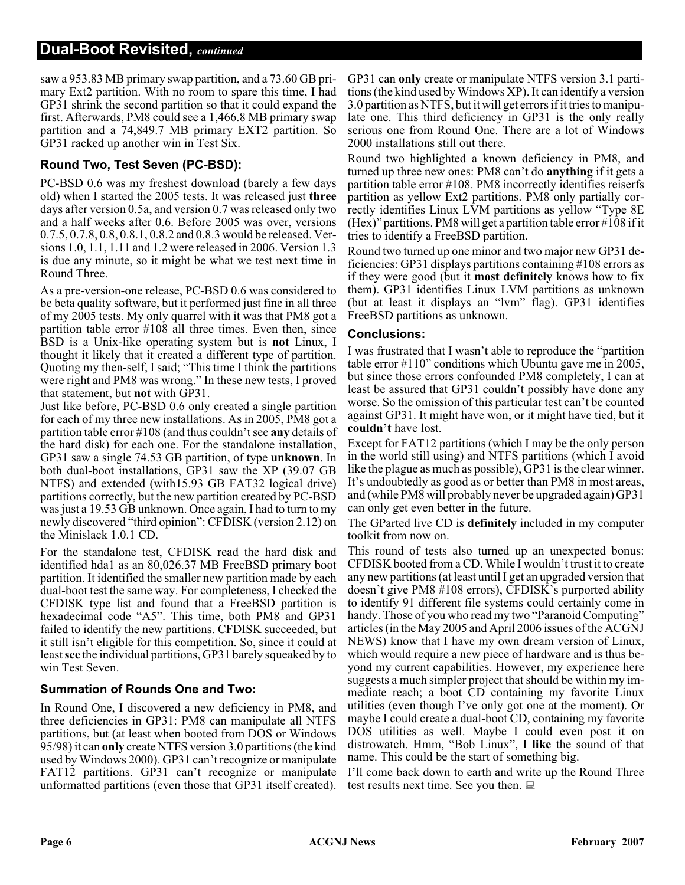saw a 953.83 MB primary swap partition, and a 73.60 GB primary Ext2 partition. With no room to spare this time, I had GP31 shrink the second partition so that it could expand the first. Afterwards, PM8 could see a 1,466.8 MB primary swap partition and a 74,849.7 MB primary EXT2 partition. So GP31 racked up another win in Test Six.

### Round Two, Test Seven (PC-BSD):

PC-BSD 0.6 was my freshest download (barely a few days old) when I started the 2005 tests. It was released just **three** days after version 0.5a, and version 0.7 was released only two and a half weeks after 0.6. Before 2005 was over, versions 0.7.5, 0.7.8, 0.8, 0.8.1, 0.8.2 and 0.8.3 would be released. Versions 1.0, 1.1, 1.11 and 1.2 were released in 2006. Version 1.3 is due any minute, so it might be what we test next time in Round Three.

As a pre-version-one release, PC-BSD 0.6 was considered to be beta quality software, but it performed just fine in all three of my 2005 tests. My only quarrel with it was that PM8 got a partition table error #108 all three times. Even then, since BSD is a Unix-like operating system but is **not** Linux, I thought it likely that it created a different type of partition. Quoting my then-self, I said; "This time I think the partitions were right and PM8 was wrong." In these new tests, I proved that statement, but **not** with GP31.

Just like before, PC-BSD 0.6 only created a single partition for each of my three new installations. As in 2005, PM8 got a partition table error #108 (and thus couldn't see **any** details of the hard disk) for each one. For the standalone installation, GP31 saw a single 74.53 GB partition, of type **unknown**. In both dual-boot installations, GP31 saw the XP (39.07 GB NTFS) and extended (with15.93 GB FAT32 logical drive) partitions correctly, but the new partition created by PC-BSD was just a 19.53 GB unknown. Once again, I had to turn to my newly discovered "third opinion": CFDISK (version 2.12) on the Minislack 1.0.1 CD.

For the standalone test, CFDISK read the hard disk and identified hda1 as an 80,026.37 MB FreeBSD primary boot partition. It identified the smaller new partition made by each dual-boot test the same way. For completeness, I checked the CFDISK type list and found that a FreeBSD partition is hexadecimal code "A5". This time, both PM8 and GP31 failed to identify the new partitions. CFDISK succeeded, but it still isn't eligible for this competition. So, since it could at least **see** the individual partitions, GP31 barely squeaked by to win Test Seven.

### Summation of Rounds One and Two:

In Round One, I discovered a new deficiency in PM8, and three deficiencies in GP31: PM8 can manipulate all NTFS partitions, but (at least when booted from DOS or Windows 95/98) it can **only** create NTFS version 3.0 partitions (the kind used by Windows 2000). GP31 can't recognize or manipulate FAT12 partitions. GP31 can't recognize or manipulate unformatted partitions (even those that GP31 itself created). GP31 can **only** create or manipulate NTFS version 3.1 partitions (the kind used by Windows XP). It can identify a version 3.0 partition as NTFS, but it will get errors if it tries to manipulate one. This third deficiency in GP31 is the only really serious one from Round One. There are a lot of Windows 2000 installations still out there.

Round two highlighted a known deficiency in PM8, and turned up three new ones: PM8 can't do **anything** if it gets a partition table error #108. PM8 incorrectly identifies reiserfs partition as yellow Ext2 partitions. PM8 only partially correctly identifies Linux LVM partitions as yellow "Type 8E (Hex)" partitions. PM8 will get a partition table error #108 if it tries to identify a FreeBSD partition.

Round two turned up one minor and two major new GP31 deficiencies: GP31 displays partitions containing #108 errors as if they were good (but it **most definitely** knows how to fix them). GP31 identifies Linux LVM partitions as unknown (but at least it displays an "lvm" flag). GP31 identifies FreeBSD partitions as unknown.

### Conclusions:

I was frustrated that I wasn't able to reproduce the "partition table error #110" conditions which Ubuntu gave me in 2005, but since those errors confounded PM8 completely, I can at least be assured that GP31 couldn't possibly have done any worse. So the omission of this particular test can't be counted against GP31. It might have won, or it might have tied, but it **couldn't** have lost.

Except for FAT12 partitions (which I may be the only person in the world still using) and NTFS partitions (which I avoid like the plague as much as possible), GP31 is the clear winner. It's undoubtedly as good as or better than PM8 in most areas, and (while PM8 will probably never be upgraded again) GP31 can only get even better in the future.

The GParted live CD is **definitely** included in my computer toolkit from now on.

This round of tests also turned up an unexpected bonus: CFDISK booted from a CD. While I wouldn't trust it to create any new partitions (at least until I get an upgraded version that doesn't give PM8 #108 errors), CFDISK's purported ability to identify 91 different file systems could certainly come in handy. Those of you who read my two "Paranoid Computing" articles (in the May 2005 and April 2006 issues of the ACGNJ NEWS) know that I have my own dream version of Linux, which would require a new piece of hardware and is thus beyond my current capabilities. However, my experience here suggests a much simpler project that should be within my immediate reach; a boot CD containing my favorite Linux utilities (even though I've only got one at the moment). Or maybe I could create a dual-boot CD, containing my favorite DOS utilities as well. Maybe I could even post it on distrowatch. Hmm, "Bob Linux", I **like** the sound of that name. This could be the start of something big.

I'll come back down to earth and write up the Round Three test results next time. See you then.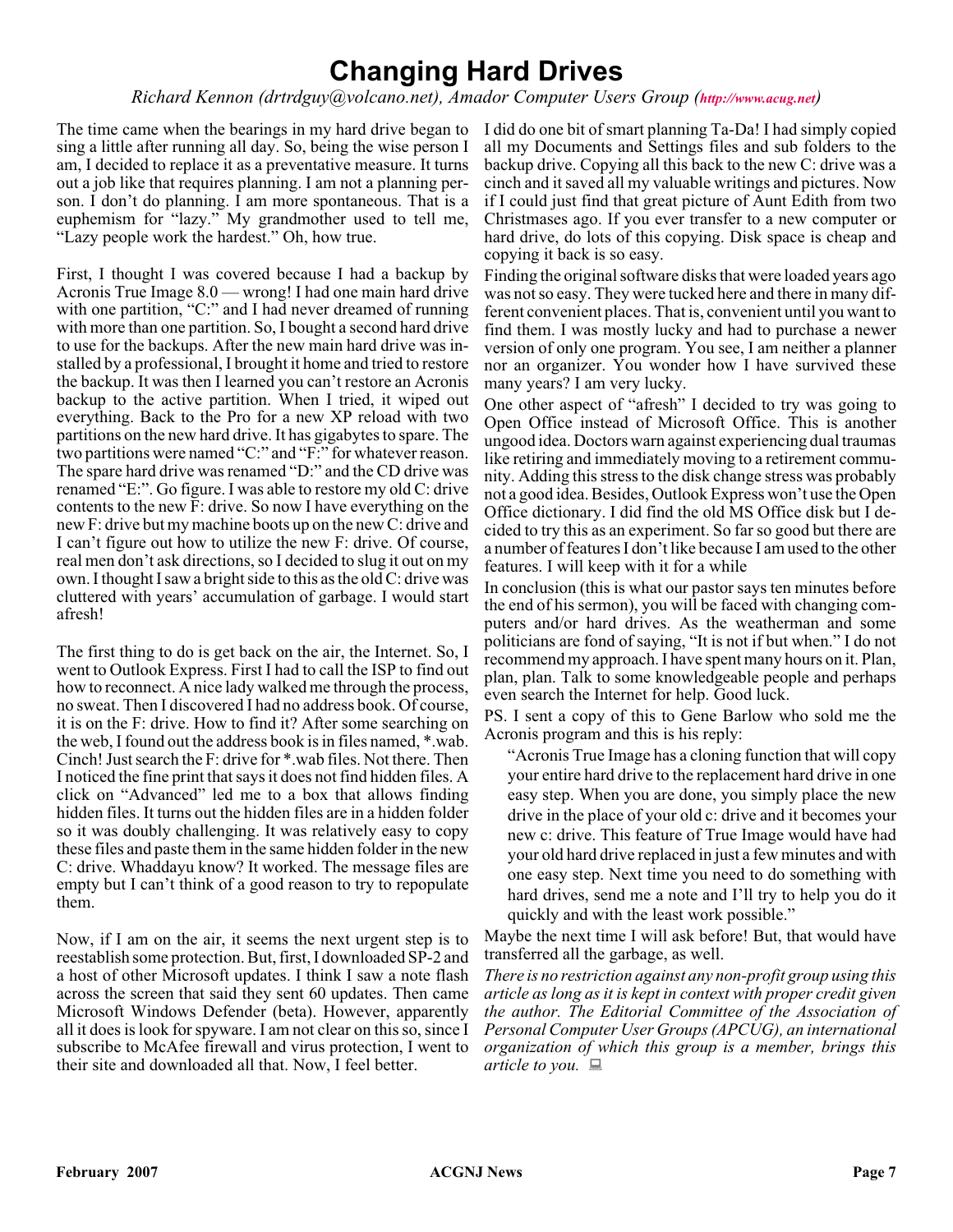# Changing Hard Drives

*Richard Kennon (drtrdguy@volcano.net), Amador Computer Users Group (http://www.acug.net)*

The time came when the bearings in my hard drive began to sing a little after running all day. So, being the wise person I am, I decided to replace it as a preventative measure. It turns out a job like that requires planning. I am not a planning person. I don't do planning. I am more spontaneous. That is a euphemism for "lazy." My grandmother used to tell me, "Lazy people work the hardest." Oh, how true.

First, I thought I was covered because I had a backup by Acronis True Image 8.0 — wrong! I had one main hard drive with one partition, "C:" and I had never dreamed of running with more than one partition. So, I bought a second hard drive to use for the backups. After the new main hard drive was installed by a professional, I brought it home and tried to restore the backup. It was then I learned you can't restore an Acronis backup to the active partition. When I tried, it wiped out everything. Back to the Pro for a new XP reload with two partitions on the new hard drive. It has gigabytes to spare. The two partitions were named "C:" and "F:" for whatever reason. The spare hard drive was renamed "D:" and the CD drive was renamed "E:". Go figure. I was able to restore my old C: drive contents to the new F: drive. So now I have everything on the new F: drive but my machine boots up on the new C: drive and I can't figure out how to utilize the new F: drive. Of course, real men don't ask directions, so I decided to slug it out on my own. I thought I saw a bright side to this as the old C: drive was cluttered with years' accumulation of garbage. I would start afresh!

The first thing to do is get back on the air, the Internet. So, I went to Outlook Express. First I had to call the ISP to find out how to reconnect. A nice lady walked me through the process, no sweat. Then I discovered I had no address book. Of course, it is on the F: drive. How to find it? After some searching on the web, I found out the address book is in files named, *.wab. Cinch! Just search the F: drive for *.wab files. Not there. Then I noticed the fine print that says it does not find hidden files. A click on "Advanced" led me to a box that allows finding hidden files. It turns out the hidden files are in a hidden folder so it was doubly challenging. It was relatively easy to copy these files and paste them in the same hidden folder in the new C: drive. Whaddayu know? It worked. The message files are empty but I can't think of a good reason to try to repopulate them.

Now, if I am on the air, it seems the next urgent step is to reestablish some protection. But, first, I downloaded SP-2 and a host of other Microsoft updates. I think I saw a note flash across the screen that said they sent 60 updates. Then came Microsoft Windows Defender (beta). However, apparently all it does is look for spyware. I am not clear on this so, since I subscribe to McAfee firewall and virus protection, I went to their site and downloaded all that. Now, I feel better.

I did do one bit of smart planning Ta-Da! I had simply copied all my Documents and Settings files and sub folders to the backup drive. Copying all this back to the new C: drive was a cinch and it saved all my valuable writings and pictures. Now if I could just find that great picture of Aunt Edith from two Christmases ago. If you ever transfer to a new computer or hard drive, do lots of this copying. Disk space is cheap and copying it back is so easy.

Finding the original software disks that were loaded years ago was not so easy. They were tucked here and there in many different convenient places. That is, convenient until you want to find them. I was mostly lucky and had to purchase a newer version of only one program. You see, I am neither a planner nor an organizer. You wonder how I have survived these many years? I am very lucky.

One other aspect of "afresh" I decided to try was going to Open Office instead of Microsoft Office. This is another ungood idea. Doctors warn against experiencing dual traumas like retiring and immediately moving to a retirement community. Adding this stress to the disk change stress was probably not a good idea. Besides, Outlook Express won't use the Open Office dictionary. I did find the old MS Office disk but I decided to try this as an experiment. So far so good but there are a number of features I don't like because I am used to the other features. I will keep with it for a while

In conclusion (this is what our pastor says ten minutes before the end of his sermon), you will be faced with changing computers and/or hard drives. As the weatherman and some politicians are fond of saying, "It is not if but when." I do not recommend my approach. I have spent many hours on it. Plan, plan, plan. Talk to some knowledgeable people and perhaps even search the Internet for help. Good luck.

PS. I sent a copy of this to Gene Barlow who sold me the Acronis program and this is his reply:

> "Acronis True Image has a cloning function that will copy your entire hard drive to the replacement hard drive in one easy step. When you are done, you simply place the new drive in the place of your old c: drive and it becomes your new c: drive. This feature of True Image would have had your old hard drive replaced in just a few minutes and with one easy step. Next time you need to do something with hard drives, send me a note and I'll try to help you do it quickly and with the least work possible."

Maybe the next time I will ask before! But, that would have transferred all the garbage, as well.

*There is no restriction against any non-profit group using this article as long as it is kept in context with proper credit given the author. The Editorial Committee of the Association of Personal Computer User Groups (APCUG), an international organization of which this group is a member, brings this article to you.*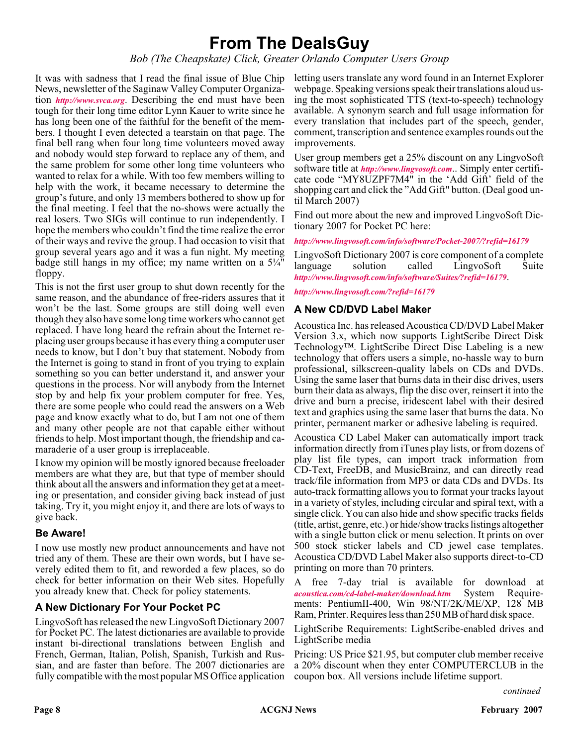# From The DealsGuy

*Bob (The Cheapskate) Click, Greater Orlando Computer Users Group*

It was with sadness that I read the final issue of Blue Chip News, newsletter of the Saginaw Valley Computer Organization *http://www.svca.org*. Describing the end must have been tough for their long time editor Lynn Kauer to write since he has long been one of the faithful for the benefit of the members. I thought I even detected a tearstain on that page. The final bell rang when four long time volunteers moved away and nobody would step forward to replace any of them, and the same problem for some other long time volunteers who wanted to relax for a while. With too few members willing to help with the work, it became necessary to determine the group's future, and only 13 members bothered to show up for the final meeting. I feel that the no-shows were actually the real losers. Two SIGs will continue to run independently. I hope the members who couldn't find the time realize the error of their ways and revive the group. I had occasion to visit that group several years ago and it was a fun night. My meeting badge still hangs in my office; my name written on a 5¼" floppy.

This is not the first user group to shut down recently for the same reason, and the abundance of free-riders assures that it won't be the last. Some groups are still doing well even though they also have some long time workers who cannot get replaced. I have long heard the refrain about the Internet replacing user groups because it has every thing a computer user needs to know, but I don't buy that statement. Nobody from the Internet is going to stand in front of you trying to explain something so you can better understand it, and answer your questions in the process. Nor will anybody from the Internet stop by and help fix your problem computer for free. Yes, there are some people who could read the answers on a Web page and know exactly what to do, but I am not one of them and many other people are not that capable either without friends to help. Most important though, the friendship and camaraderie of a user group is irreplaceable.

I know my opinion will be mostly ignored because freeloader members are what they are, but that type of member should think about all the answers and information they get at a meeting or presentation, and consider giving back instead of just taking. Try it, you might enjoy it, and there are lots of ways to give back.

### Be Aware!

I now use mostly new product announcements and have not tried any of them. These are their own words, but I have severely edited them to fit, and reworded a few places, so do check for better information on their Web sites. Hopefully you already knew that. Check for policy statements.

### A New Dictionary For Your Pocket PC

LingvoSoft has released the new LingvoSoft Dictionary 2007 for Pocket PC. The latest dictionaries are available to provide instant bi-directional translations between English and French, German, Italian, Polish, Spanish, Turkish and Russian, and are faster than before. The 2007 dictionaries are fully compatible with the most popular MS Office application letting users translate any word found in an Internet Explorer webpage. Speaking versions speak their translations aloud using the most sophisticated TTS (text-to-speech) technology available. A synonym search and full usage information for every translation that includes part of the speech, gender, comment, transcription and sentence examples rounds out the improvements.

User group members get a 25% discount on any LingvoSoft software title at *http://www.lingvosoft.com*.. Simply enter certificate code "MY8UZPF7M4" in the 'Add Gift' field of the shopping cart and click the "Add Gift" button. (Deal good until March 2007)

Find out more about the new and improved LingvoSoft Dictionary 2007 for Pocket PC here:

*http://www.lingvosoft.com/info/software/Pocket-2007/?refid=16179*

LingvoSoft Dictionary 2007 is core component of a complete language solution called LingvoSoft Suite *http://www.lingvosoft.com/info/software/Suites/?refid=16179*.

*http://www.lingvosoft.com/?refid=16179*

### A New CD/DVD Label Maker

Acoustica Inc. has released Acoustica CD/DVD Label Maker Version 3.x, which now supports LightScribe Direct Disk Technology™. LightScribe Direct Disc Labeling is a new technology that offers users a simple, no-hassle way to burn professional, silkscreen-quality labels on CDs and DVDs. Using the same laser that burns data in their disc drives, users burn their data as always, flip the disc over, reinsert it into the drive and burn a precise, iridescent label with their desired text and graphics using the same laser that burns the data. No printer, permanent marker or adhesive labeling is required.

Acoustica CD Label Maker can automatically import track information directly from iTunes play lists, or from dozens of play list file types, can import track information from CD-Text, FreeDB, and MusicBrainz, and can directly read track/file information from MP3 or data CDs and DVDs. Its auto-track formatting allows you to format your tracks layout in a variety of styles, including circular and spiral text, with a single click. You can also hide and show specific tracks fields (title, artist, genre, etc.) or hide/show tracks listings altogether with a single button click or menu selection. It prints on over 500 stock sticker labels and CD jewel case templates. Acoustica CD/DVD Label Maker also supports direct-to-CD printing on more than 70 printers.

A free 7-day trial is available for download at *acoustica.com/cd-label-maker/download.htm* System Requirements: PentiumII-400, Win 98/NT/2K/ME/XP, 128 MB Ram, Printer. Requires less than 250 MB of hard disk space.

LightScribe Requirements: LightScribe-enabled drives and LightScribe media

Pricing: US Price $21.95, but computer club member receive a 20% discount when they enter COMPUTERCLUB in the coupon box. All versions include lifetime support.

*continued*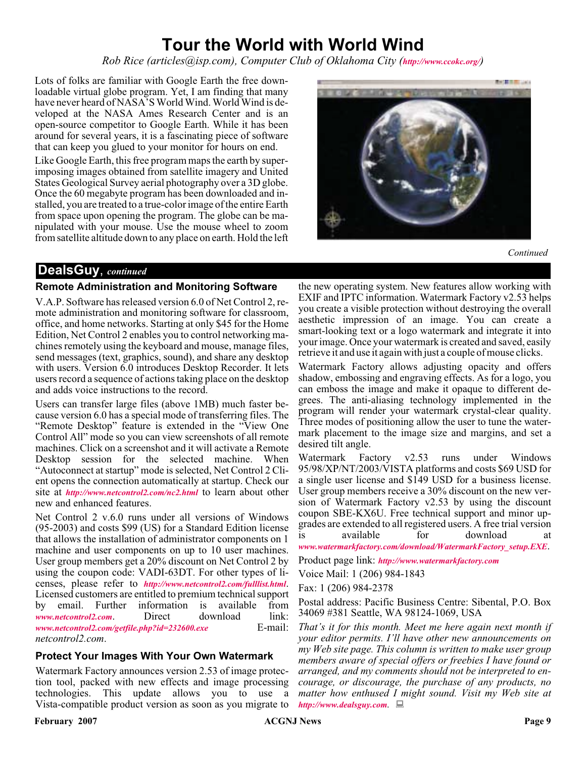# Tour the World with World Wind

*Rob Rice (articles@isp.com), Computer Club of Oklahoma City (http://www.ccokc.org/)*

Lots of folks are familiar with Google Earth the free downloadable virtual globe program. Yet, I am finding that many have never heard of NASA'S World Wind. World Wind is developed at the NASA Ames Research Center and is an open-source competitor to Google Earth. While it has been around for several years, it is a fascinating piece of software that can keep you glued to your monitor for hours on end.

Like Google Earth, this free program maps the earth by superimposing images obtained from satellite imagery and United States Geological Survey aerial photography over a 3D globe. Once the 60 megabyte program has been downloaded and installed, you are treated to a true-color image of the entire Earth from space upon opening the program. The globe can be manipulated with your mouse. Use the mouse wheel to zoom from satellite altitude down to any place on earth. Hold the left

*Continued*

## DealsGuy, *continued*

### Remote Administration and Monitoring Software

V.A.P. Software has released version 6.0 of Net Control 2, remote administration and monitoring software for classroom, office, and home networks. Starting at only $45 for the Home Edition, Net Control 2 enables you to control networking machines remotely using the keyboard and mouse, manage files, send messages (text, graphics, sound), and share any desktop with users. Version 6.0 introduces Desktop Recorder. It lets users record a sequence of actions taking place on the desktop and adds voice instructions to the record.

Users can transfer large files (above 1MB) much faster because version 6.0 has a special mode of transferring files. The "Remote Desktop" feature is extended in the "View One Control All" mode so you can view screenshots of all remote machines. Click on a screenshot and it will activate a Remote Desktop session for the selected machine. When "Autoconnect at startup" mode is selected, Net Control 2 Client opens the connection automatically at startup. Check our site at *http://www.netcontrol2.com/nc2.html* to learn about other new and enhanced features.

Net Control 2 v.6.0 runs under all versions of Windows (95-2003) and costs $99 (US) for a Standard Edition license that allows the installation of administrator components on 1 machine and user components on up to 10 user machines. User group members get a 20% discount on Net Control 2 by using the coupon code: VADI-63DT. For other types of licenses, please refer to *http://www.netcontrol2.com/fulllist.html*. Licensed customers are entitled to premium technical support by email. Further information is available from *www.netcontrol2.com*. Direct download link: *www.netcontrol2.com/getfile.php?id=232600.exe* E-mail: *netcontrol2.com*.

### Protect Your Images With Your Own Watermark

Watermark Factory announces version 2.53 of image protection tool, packed with new effects and image processing technologies. This update allows you to use a Vista-compatible product version as soon as you migrate to the new operating system. New features allow working with EXIF and IPTC information. Watermark Factory v2.53 helps you create a visible protection without destroying the overall aesthetic impression of an image. You can create a smart-looking text or a logo watermark and integrate it into your image. Once your watermark is created and saved, easily retrieve it and use it again with just a couple of mouse clicks.

Watermark Factory allows adjusting opacity and offers shadow, embossing and engraving effects. As for a logo, you can emboss the image and make it opaque to different degrees. The anti-aliasing technology implemented in the program will render your watermark crystal-clear quality. Three modes of positioning allow the user to tune the watermark placement to the image size and margins, and set a desired tilt angle.

Watermark Factory v2.53 runs under Windows 95/98/XP/NT/2003/VISTA platforms and costs $69 USD for a single user license and $149 USD for a business license. User group members receive a 30% discount on the new version of Watermark Factory v2.53 by using the discount coupon SBE-KX6U. Free technical support and minor upgrades are extended to all registered users. A free trial version is available for download at *www.watermarkfactory.com/download/WatermarkFactory_setup.EXE*.

Product page link: *http://www.watermarkfactory.com*

Voice Mail: 1 (206) 984-1843

Fax: 1 (206) 984-2378

Postal address: Pacific Business Centre: Sibental, P.O. Box 34069 #381 Seattle, WA 98124-1069, USA

*That's it for this month. Meet me here again next month if your editor permits. I'll have other new announcements on my Web site page. This column is written to make user group members aware of special offers or freebies I have found or arranged, and my comments should not be interpreted to encourage, or discourage, the purchase of any products, no matter how enthused I might sound. Visit my Web site at http://www.dealsguy.com.*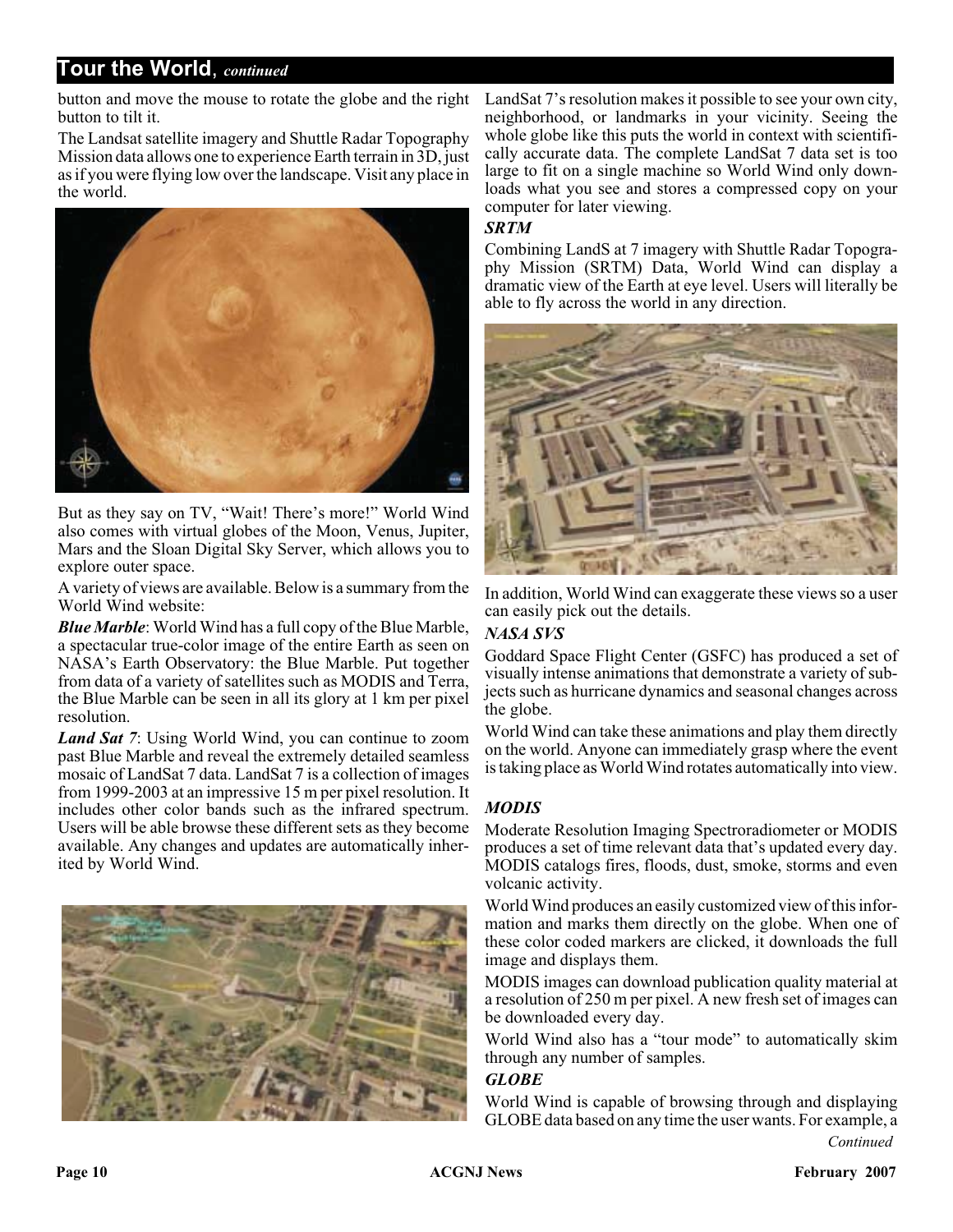## Tour the World, *continued*

button and move the mouse to rotate the globe and the right button to tilt it.

The Landsat satellite imagery and Shuttle Radar Topography Mission data allows one to experience Earth terrain in 3D, just as if you were flying low over the landscape. Visit any place in the world.

But as they say on TV, "Wait! There's more!" World Wind also comes with virtual globes of the Moon, Venus, Jupiter, Mars and the Sloan Digital Sky Server, which allows you to explore outer space.

A variety of views are available. Below is a summary from the World Wind website:

***Blue Marble***: World Wind has a full copy of the Blue Marble, a spectacular true-color image of the entire Earth as seen on NASA's Earth Observatory: the Blue Marble. Put together from data of a variety of satellites such as MODIS and Terra, the Blue Marble can be seen in all its glory at 1 km per pixel resolution.

***Land Sat 7***: Using World Wind, you can continue to zoom past Blue Marble and reveal the extremely detailed seamless mosaic of LandSat 7 data. LandSat 7 is a collection of images from 1999-2003 at an impressive 15 m per pixel resolution. It includes other color bands such as the infrared spectrum. Users will be able browse these different sets as they become available. Any changes and updates are automatically inherited by World Wind.

LandSat 7's resolution makes it possible to see your own city, neighborhood, or landmarks in your vicinity. Seeing the whole globe like this puts the world in context with scientifically accurate data. The complete LandSat 7 data set is too large to fit on a single machine so World Wind only downloads what you see and stores a compressed copy on your computer for later viewing.

### *SRTM*

Combining LandS at 7 imagery with Shuttle Radar Topography Mission (SRTM) Data, World Wind can display a dramatic view of the Earth at eye level. Users will literally be able to fly across the world in any direction.

In addition, World Wind can exaggerate these views so a user can easily pick out the details.

### *NASA SVS*

Goddard Space Flight Center (GSFC) has produced a set of visually intense animations that demonstrate a variety of subjects such as hurricane dynamics and seasonal changes across the globe.

World Wind can take these animations and play them directly on the world. Anyone can immediately grasp where the event is taking place as World Wind rotates automatically into view.

### *MODIS*

Moderate Resolution Imaging Spectroradiometer or MODIS produces a set of time relevant data that's updated every day. MODIS catalogs fires, floods, dust, smoke, storms and even volcanic activity.

World Wind produces an easily customized view of this information and marks them directly on the globe. When one of these color coded markers are clicked, it downloads the full image and displays them.

MODIS images can download publication quality material at a resolution of 250 m per pixel. A new fresh set of images can be downloaded every day.

World Wind also has a "tour mode" to automatically skim through any number of samples.

### *GLOBE*

World Wind is capable of browsing through and displaying GLOBE data based on any time the user wants. For example, a

*Continued*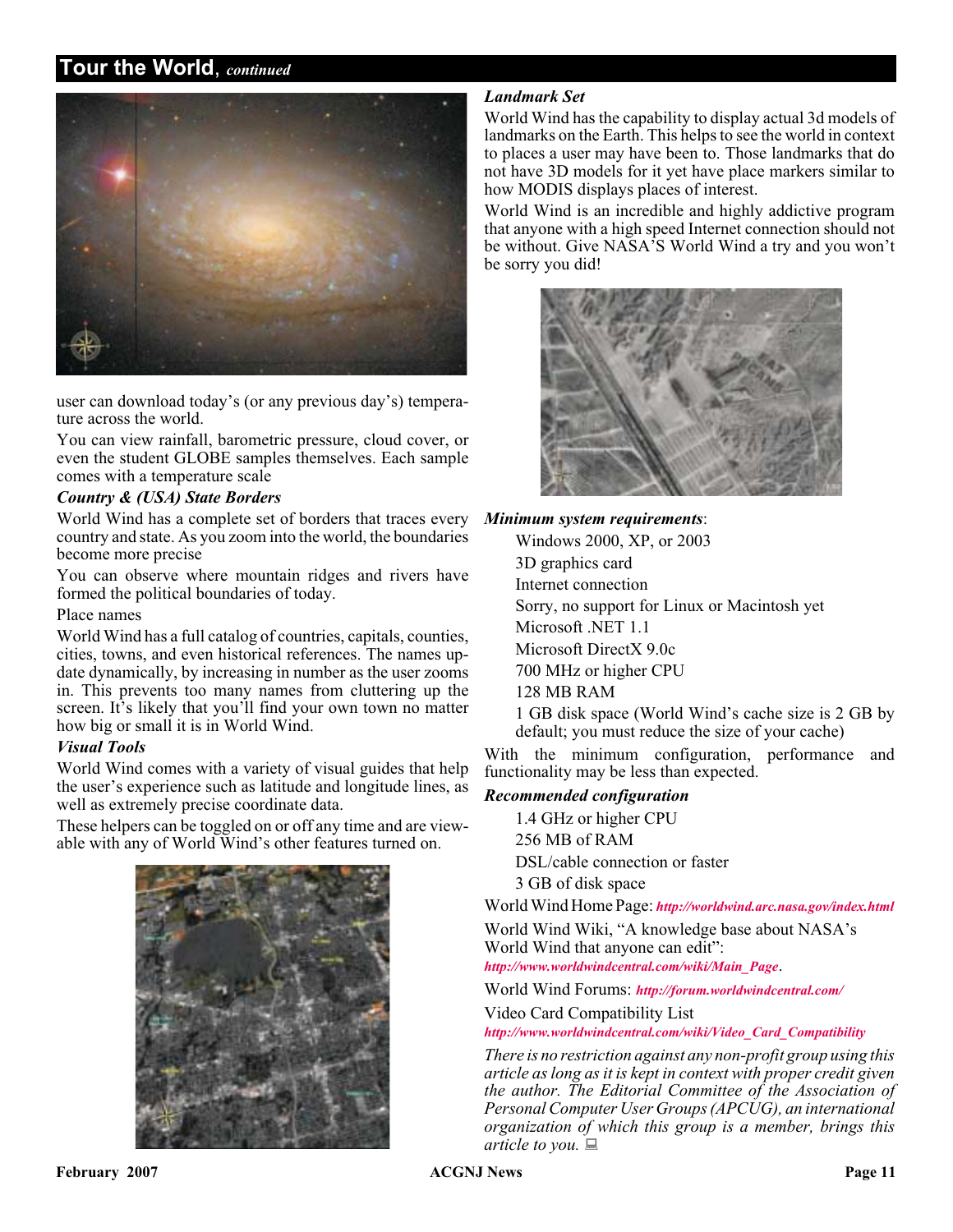## Tour the World, *continued*

user can download today's (or any previous day's) temperature across the world.

You can view rainfall, barometric pressure, cloud cover, or even the student GLOBE samples themselves. Each sample comes with a temperature scale

***Country & (USA) State Borders***

World Wind has a complete set of borders that traces every country and state. As you zoom into the world, the boundaries become more precise

You can observe where mountain ridges and rivers have formed the political boundaries of today.

Place names

World Wind has a full catalog of countries, capitals, counties, cities, towns, and even historical references. The names update dynamically, by increasing in number as the user zooms in. This prevents too many names from cluttering up the screen. It's likely that you'll find your own town no matter how big or small it is in World Wind.

***Visual Tools***

World Wind comes with a variety of visual guides that help the user's experience such as latitude and longitude lines, as well as extremely precise coordinate data.

These helpers can be toggled on or off any time and are viewable with any of World Wind's other features turned on.

***Landmark Set***

World Wind has the capability to display actual 3d models of landmarks on the Earth. This helps to see the world in context to places a user may have been to. Those landmarks that do not have 3D models for it yet have place markers similar to how MODIS displays places of interest.

World Wind is an incredible and highly addictive program that anyone with a high speed Internet connection should not be without. Give NASA'S World Wind a try and you won't be sorry you did!

***Minimum system requirements***:

- Windows 2000, XP, or 2003
- 3D graphics card
- Internet connection
- Sorry, no support for Linux or Macintosh yet
- Microsoft .NET 1.1
- Microsoft DirectX 9.0c
- 700 MHz or higher CPU
- 128 MB RAM
- 1 GB disk space (World Wind's cache size is 2 GB by default; you must reduce the size of your cache)

With the minimum configuration, performance and functionality may be less than expected.

***Recommended configuration***

- 1.4 GHz or higher CPU
- 256 MB of RAM
- DSL/cable connection or faster
- 3 GB of disk space

World Wind Home Page: ***http://worldwind.arc.nasa.gov/index.html***

World Wind Wiki, "A knowledge base about NASA's World Wind that anyone can edit": ***http://www.worldwindcentral.com/wiki/Main_Page***.

World Wind Forums: ***http://forum.worldwindcentral.com/***

Video Card Compatibility List ***http://www.worldwindcentral.com/wiki/Video_Card_Compatibility***

*There is no restriction against any non-profit group using this article as long as it is kept in context with proper credit given the author. The Editorial Committee of the Association of Personal Computer User Groups (APCUG), an international organization of which this group is a member, brings this article to you.*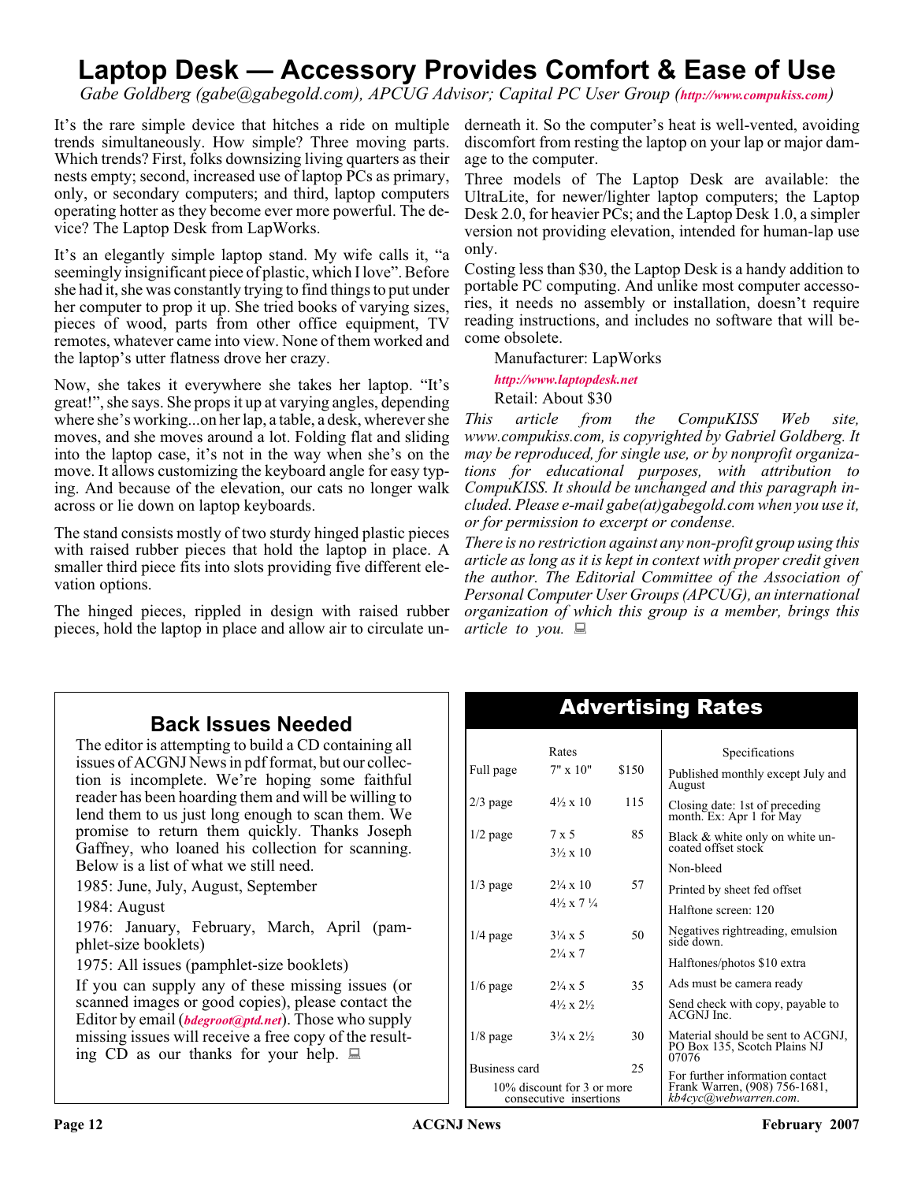# Laptop Desk — Accessory Provides Comfort & Ease of Use

*Gabe Goldberg (gabe@gabegold.com), APCUG Advisor; Capital PC User Group (http://www.compukiss.com)*

It's the rare simple device that hitches a ride on multiple trends simultaneously. How simple? Three moving parts. Which trends? First, folks downsizing living quarters as their nests empty; second, increased use of laptop PCs as primary, only, or secondary computers; and third, laptop computers operating hotter as they become ever more powerful. The device? The Laptop Desk from LapWorks.

It's an elegantly simple laptop stand. My wife calls it, "a seemingly insignificant piece of plastic, which I love". Before she had it, she was constantly trying to find things to put under her computer to prop it up. She tried books of varying sizes, pieces of wood, parts from other office equipment, TV remotes, whatever came into view. None of them worked and the laptop's utter flatness drove her crazy.

Now, she takes it everywhere she takes her laptop. "It's great!", she says. She props it up at varying angles, depending where she's working...on her lap, a table, a desk, wherever she moves, and she moves around a lot. Folding flat and sliding into the laptop case, it's not in the way when she's on the move. It allows customizing the keyboard angle for easy typing. And because of the elevation, our cats no longer walk across or lie down on laptop keyboards.

The stand consists mostly of two sturdy hinged plastic pieces with raised rubber pieces that hold the laptop in place. A smaller third piece fits into slots providing five different elevation options.

The hinged pieces, rippled in design with raised rubber pieces, hold the laptop in place and allow air to circulate underneath it. So the computer's heat is well-vented, avoiding discomfort from resting the laptop on your lap or major damage to the computer.

Three models of The Laptop Desk are available: the UltraLite, for newer/lighter laptop computers; the Laptop Desk 2.0, for heavier PCs; and the Laptop Desk 1.0, a simpler version not providing elevation, intended for human-lap use only.

Costing less than $30, the Laptop Desk is a handy addition to portable PC computing. And unlike most computer accessories, it needs no assembly or installation, doesn't require reading instructions, and includes no software that will become obsolete.

Manufacturer: LapWorks

http://www.laptopdesk.net

Retail: About $30

*This article from the CompuKISS Web site, www.compukiss.com, is copyrighted by Gabriel Goldberg. It may be reproduced, for single use, or by nonprofit organizations for educational purposes, with attribution to CompuKISS. It should be unchanged and this paragraph included. Please e-mail gabe(at)gabegold.com when you use it, or for permission to excerpt or condense.*

*There is no restriction against any non-profit group using this article as long as it is kept in context with proper credit given the author. The Editorial Committee of the Association of Personal Computer User Groups (APCUG), an international organization of which this group is a member, brings this article to you.*

## Back Issues Needed

The editor is attempting to build a CD containing all issues of ACGNJ News in pdf format, but our collection is incomplete. We're hoping some faithful reader has been hoarding them and will be willing to lend them to us just long enough to scan them. We promise to return them quickly. Thanks Joseph Gaffney, who loaned his collection for scanning. Below is a list of what we still need.

1985: June, July, August, September

1984: August

1976: January, February, March, April (pamphlet-size booklets)

1975: All issues (pamphlet-size booklets)

If you can supply any of these missing issues (or scanned images or good copies), please contact the Editor by email (*bdegroot@ptd.net*). Those who supply missing issues will receive a free copy of the resulting CD as our thanks for your help.

## Advertising Rates

| | Rates | |
|---|---|---|
| Full page | 7" x 10" | $150 |
| 2/3 page | 4½ x 10 | 115 |
| 1/2 page | 7 x 5<br>3½ x 10 | 85 |
| 1/3 page | 2¼ x 10<br>4½ x 7 ¼ | 57 |
| 1/4 page | 3¼ x 5<br>2¼ x 7 | 50 |
| 1/6 page | 2¼ x 5<br>4½ x 2½ | 35 |
| 1/8 page | 3¼ x 2½ | 30 |
| Business card | | 25 |

10% discount for 3 or more consecutive insertions

**Specifications**

- Published monthly except July and August
- Closing date: 1st of preceding month. Ex: Apr 1 for May
- Black & white only on white uncoated offset stock
- Non-bleed
- Printed by sheet fed offset
- Halftone screen: 120
- Negatives rightreading, emulsion side down.
- Halftones/photos $10 extra
- Ads must be camera ready
- Send check with copy, payable to ACGNJ Inc.
- Material should be sent to ACGNJ, PO Box 135, Scotch Plains NJ 07076
- For further information contact Frank Warren, (908) 756-1681, *kb4cyc@webwarren.com*.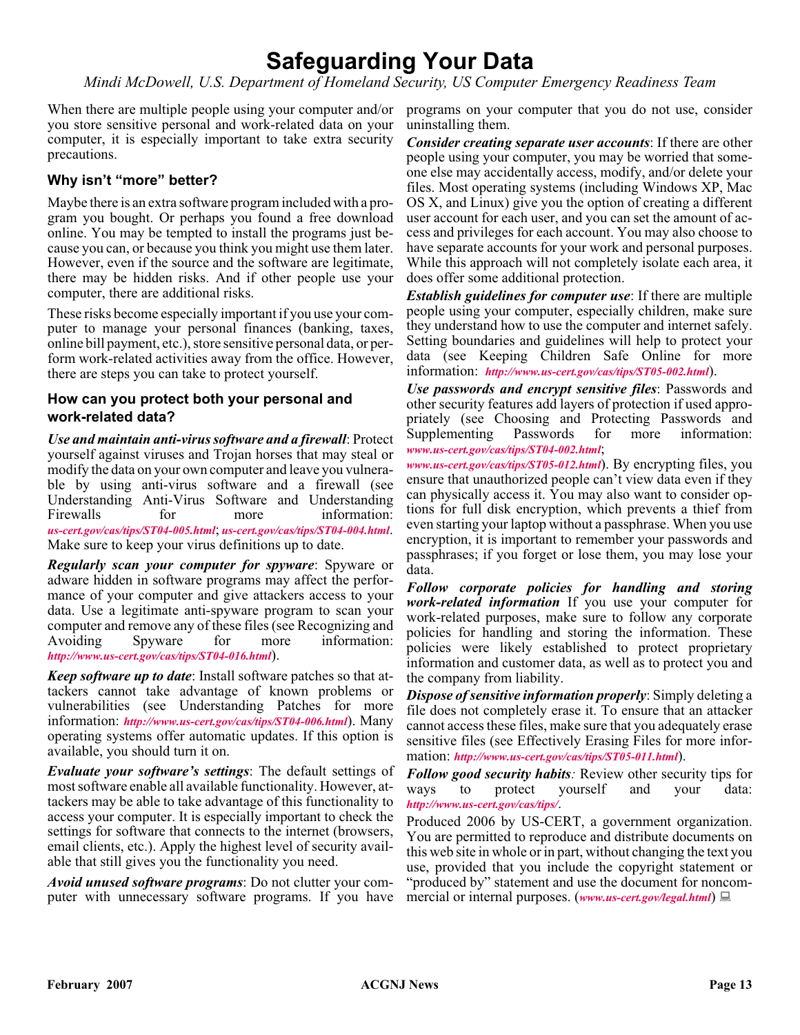# Safeguarding Your Data

*Mindi McDowell, U.S. Department of Homeland Security, US Computer Emergency Readiness Team*

When there are multiple people using your computer and/or you store sensitive personal and work-related data on your computer, it is especially important to take extra security precautions.

### Why isn't "more" better?

Maybe there is an extra software program included with a program you bought. Or perhaps you found a free download online. You may be tempted to install the programs just because you can, or because you think you might use them later. However, even if the source and the software are legitimate, there may be hidden risks. And if other people use your computer, there are additional risks.

These risks become especially important if you use your computer to manage your personal finances (banking, taxes, online bill payment, etc.), store sensitive personal data, or perform work-related activities away from the office. However, there are steps you can take to protect yourself.

### How can you protect both your personal and work-related data?

***Use and maintain anti-virus software and a firewall***: Protect yourself against viruses and Trojan horses that may steal or modify the data on your own computer and leave you vulnerable by using anti-virus software and a firewall (see Understanding Anti-Virus Software and Understanding Firewalls for more information: *us-cert.gov/cas/tips/ST04-005.html*; *us-cert.gov/cas/tips/ST04-004.html*. Make sure to keep your virus definitions up to date.

***Regularly scan your computer for spyware***: Spyware or adware hidden in software programs may affect the performance of your computer and give attackers access to your data. Use a legitimate anti-spyware program to scan your computer and remove any of these files (see Recognizing and Avoiding Spyware for more information: *http://www.us-cert.gov/cas/tips/ST04-016.html*).

***Keep software up to date***: Install software patches so that attackers cannot take advantage of known problems or vulnerabilities (see Understanding Patches for more information: *http://www.us-cert.gov/cas/tips/ST04-006.html*). Many operating systems offer automatic updates. If this option is available, you should turn it on.

***Evaluate your software's settings***: The default settings of most software enable all available functionality. However, attackers may be able to take advantage of this functionality to access your computer. It is especially important to check the settings for software that connects to the internet (browsers, email clients, etc.). Apply the highest level of security available that still gives you the functionality you need.

***Avoid unused software programs***: Do not clutter your computer with unnecessary software programs. If you have programs on your computer that you do not use, consider uninstalling them.

***Consider creating separate user accounts***: If there are other people using your computer, you may be worried that someone else may accidentally access, modify, and/or delete your files. Most operating systems (including Windows XP, Mac OS X, and Linux) give you the option of creating a different user account for each user, and you can set the amount of access and privileges for each account. You may also choose to have separate accounts for your work and personal purposes. While this approach will not completely isolate each area, it does offer some additional protection.

***Establish guidelines for computer use***: If there are multiple people using your computer, especially children, make sure they understand how to use the computer and internet safely. Setting boundaries and guidelines will help to protect your data (see Keeping Children Safe Online for more information: *http://www.us-cert.gov/cas/tips/ST05-002.html*).

***Use passwords and encrypt sensitive files***: Passwords and other security features add layers of protection if used appropriately (see Choosing and Protecting Passwords and Supplementing Passwords for more information: *www.us-cert.gov/cas/tips/ST04-002.html*; *www.us-cert.gov/cas/tips/ST05-012.html*). By encrypting files, you ensure that unauthorized people can't view data even if they can physically access it. You may also want to consider options for full disk encryption, which prevents a thief from even starting your laptop without a passphrase. When you use encryption, it is important to remember your passwords and passphrases; if you forget or lose them, you may lose your data.

***Follow corporate policies for handling and storing work-related information*** If you use your computer for work-related purposes, make sure to follow any corporate policies for handling and storing the information. These policies were likely established to protect proprietary information and customer data, as well as to protect you and the company from liability.

***Dispose of sensitive information properly***: Simply deleting a file does not completely erase it. To ensure that an attacker cannot access these files, make sure that you adequately erase sensitive files (see Effectively Erasing Files for more information: *http://www.us-cert.gov/cas/tips/ST05-011.html*).

***Follow good security habits***: Review other security tips for ways to protect yourself and your data: *http://www.us-cert.gov/cas/tips/*.

Produced 2006 by US-CERT, a government organization. You are permitted to reproduce and distribute documents on this web site in whole or in part, without changing the text you use, provided that you include the copyright statement or "produced by" statement and use the document for noncommercial or internal purposes. (*www.us-cert.gov/legal.html*)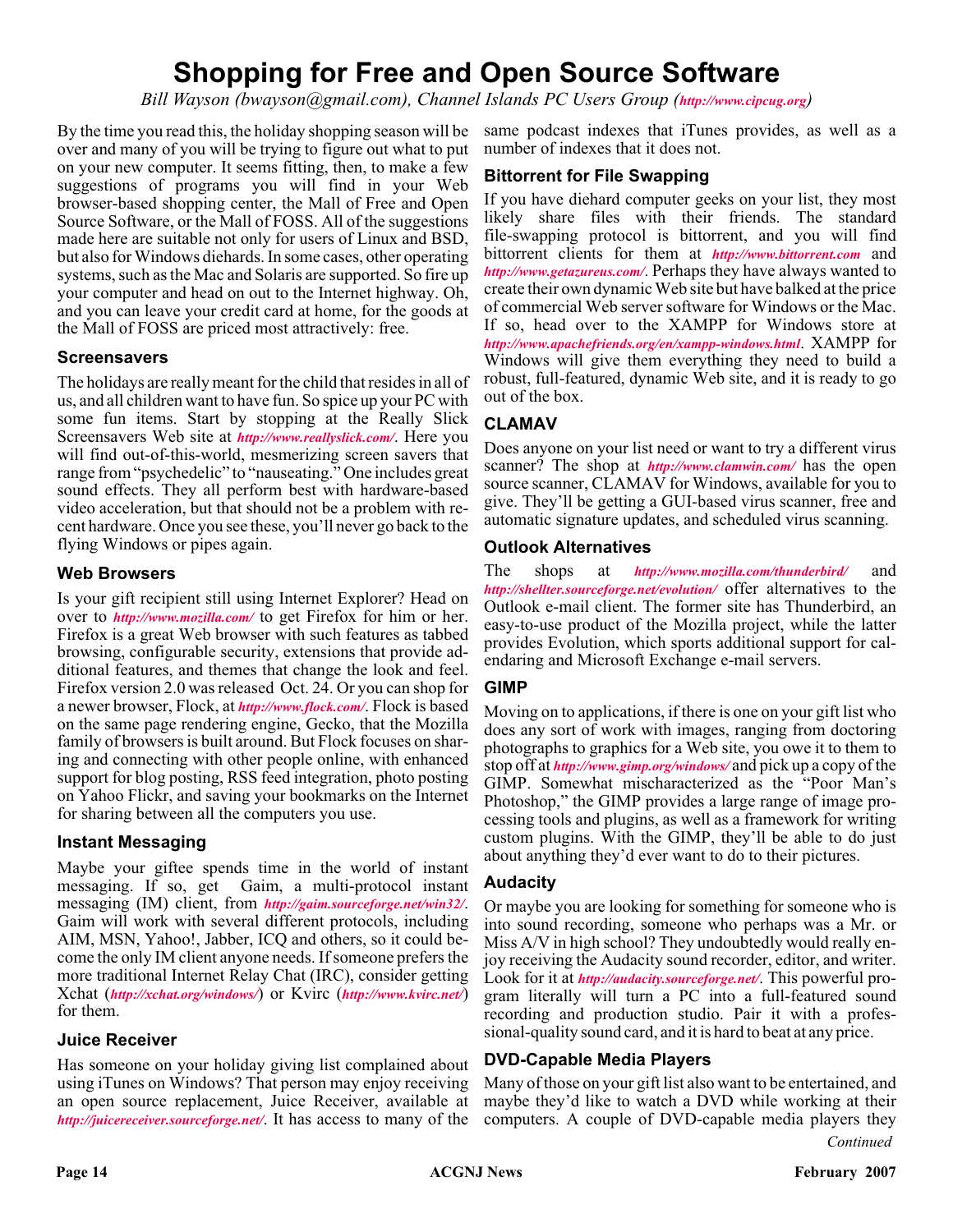# Shopping for Free and Open Source Software

*Bill Wayson (bwayson@gmail.com), Channel Islands PC Users Group (http://www.cipcug.org)*

By the time you read this, the holiday shopping season will be over and many of you will be trying to figure out what to put on your new computer. It seems fitting, then, to make a few suggestions of programs you will find in your Web browser-based shopping center, the Mall of Free and Open Source Software, or the Mall of FOSS. All of the suggestions made here are suitable not only for users of Linux and BSD, but also for Windows diehards. In some cases, other operating systems, such as the Mac and Solaris are supported. So fire up your computer and head on out to the Internet highway. Oh, and you can leave your credit card at home, for the goods at the Mall of FOSS are priced most attractively: free.

### Screensavers

The holidays are really meant for the child that resides in all of us, and all children want to have fun. So spice up your PC with some fun items. Start by stopping at the Really Slick Screensavers Web site at *http://www.reallyslick.com/*. Here you will find out-of-this-world, mesmerizing screen savers that range from "psychedelic" to "nauseating." One includes great sound effects. They all perform best with hardware-based video acceleration, but that should not be a problem with recent hardware. Once you see these, you'll never go back to the flying Windows or pipes again.

### Web Browsers

Is your gift recipient still using Internet Explorer? Head on over to *http://www.mozilla.com/* to get Firefox for him or her. Firefox is a great Web browser with such features as tabbed browsing, configurable security, extensions that provide additional features, and themes that change the look and feel. Firefox version 2.0 was released Oct. 24. Or you can shop for a newer browser, Flock, at *http://www.flock.com/*. Flock is based on the same page rendering engine, Gecko, that the Mozilla family of browsers is built around. But Flock focuses on sharing and connecting with other people online, with enhanced support for blog posting, RSS feed integration, photo posting on Yahoo Flickr, and saving your bookmarks on the Internet for sharing between all the computers you use.

### Instant Messaging

Maybe your giftee spends time in the world of instant messaging. If so, get Gaim, a multi-protocol instant messaging (IM) client, from *http://gaim.sourceforge.net/win32/*. Gaim will work with several different protocols, including AIM, MSN, Yahoo!, Jabber, ICQ and others, so it could become the only IM client anyone needs. If someone prefers the more traditional Internet Relay Chat (IRC), consider getting Xchat (*http://xchat.org/windows/*) or Kvirc (*http://www.kvirc.net/*) for them.

### Juice Receiver

Has someone on your holiday giving list complained about using iTunes on Windows? That person may enjoy receiving an open source replacement, Juice Receiver, available at *http://juicereceiver.sourceforge.net/*. It has access to many of the same podcast indexes that iTunes provides, as well as a number of indexes that it does not.

### Bittorrent for File Swapping

If you have diehard computer geeks on your list, they most likely share files with their friends. The standard file-swapping protocol is bittorrent, and you will find bittorrent clients for them at *http://www.bittorrent.com* and *http://www.getazureus.com/*. Perhaps they have always wanted to create their own dynamic Web site but have balked at the price of commercial Web server software for Windows or the Mac. If so, head over to the XAMPP for Windows store at *http://www.apachefriends.org/en/xampp-windows.html*. XAMPP for Windows will give them everything they need to build a robust, full-featured, dynamic Web site, and it is ready to go out of the box.

### CLAMAV

Does anyone on your list need or want to try a different virus scanner? The shop at *http://www.clamwin.com/* has the open source scanner, CLAMAV for Windows, available for you to give. They'll be getting a GUI-based virus scanner, free and automatic signature updates, and scheduled virus scanning.

### Outlook Alternatives

The shops at *http://www.mozilla.com/thunderbird/* and *http://shellter.sourceforge.net/evolution/* offer alternatives to the Outlook e-mail client. The former site has Thunderbird, an easy-to-use product of the Mozilla project, while the latter provides Evolution, which sports additional support for calendaring and Microsoft Exchange e-mail servers.

### GIMP

Moving on to applications, if there is one on your gift list who does any sort of work with images, ranging from doctoring photographs to graphics for a Web site, you owe it to them to stop off at *http://www.gimp.org/windows/* and pick up a copy of the GIMP. Somewhat mischaracterized as the "Poor Man's Photoshop," the GIMP provides a large range of image processing tools and plugins, as well as a framework for writing custom plugins. With the GIMP, they'll be able to do just about anything they'd ever want to do to their pictures.

### Audacity

Or maybe you are looking for something for someone who is into sound recording, someone who perhaps was a Mr. or Miss A/V in high school? They undoubtedly would really enjoy receiving the Audacity sound recorder, editor, and writer. Look for it at *http://audacity.sourceforge.net/*. This powerful program literally will turn a PC into a full-featured sound recording and production studio. Pair it with a professional-quality sound card, and it is hard to beat at any price.

### DVD-Capable Media Players

Many of those on your gift list also want to be entertained, and maybe they'd like to watch a DVD while working at their computers. A couple of DVD-capable media players they

*Continued*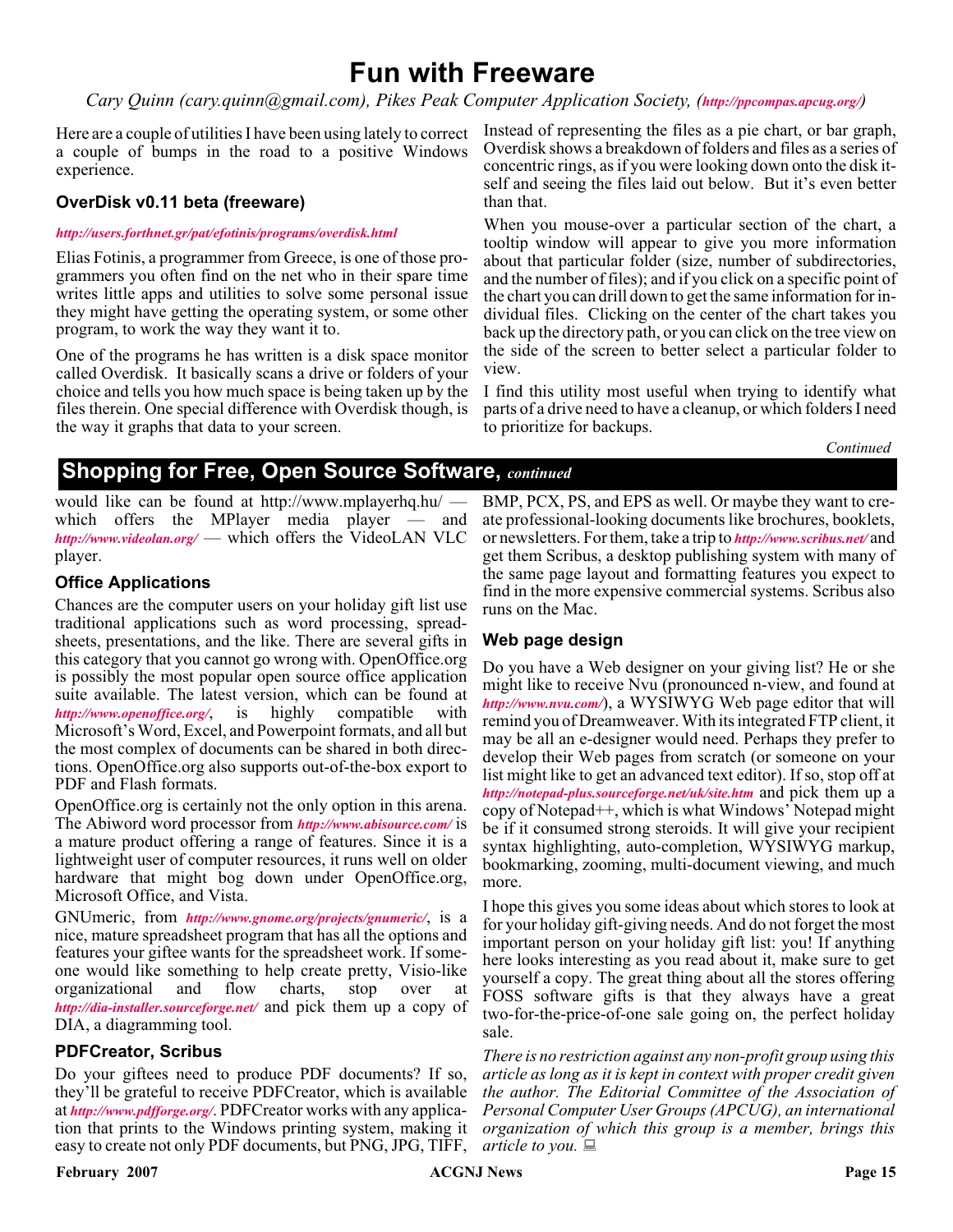# Fun with Freeware

*Cary Quinn (cary.quinn@gmail.com), Pikes Peak Computer Application Society, (http://ppcompas.apcug.org/)*

Here are a couple of utilities I have been using lately to correct a couple of bumps in the road to a positive Windows experience.

### OverDisk v0.11 beta (freeware)

*http://users.forthnet.gr/pat/efotinis/programs/overdisk.html*

Elias Fotinis, a programmer from Greece, is one of those programmers you often find on the net who in their spare time writes little apps and utilities to solve some personal issue they might have getting the operating system, or some other program, to work the way they want it to.

One of the programs he has written is a disk space monitor called Overdisk. It basically scans a drive or folders of your choice and tells you how much space is being taken up by the files therein. One special difference with Overdisk though, is the way it graphs that data to your screen.

Instead of representing the files as a pie chart, or bar graph, Overdisk shows a breakdown of folders and files as a series of concentric rings, as if you were looking down onto the disk itself and seeing the files laid out below. But it's even better than that.

When you mouse-over a particular section of the chart, a tooltip window will appear to give you more information about that particular folder (size, number of subdirectories, and the number of files); and if you click on a specific point of the chart you can drill down to get the same information for individual files. Clicking on the center of the chart takes you back up the directory path, or you can click on the tree view on the side of the screen to better select a particular folder to view.

I find this utility most useful when trying to identify what parts of a drive need to have a cleanup, or which folders I need to prioritize for backups.

*Continued*

## Shopping for Free, Open Source Software, *continued*

would like can be found at http://www.mplayerhq.hu/ — which offers the MPlayer media player — and *http://www.videolan.org/* — which offers the VideoLAN VLC player.

### Office Applications

Chances are the computer users on your holiday gift list use traditional applications such as word processing, spreadsheets, presentations, and the like. There are several gifts in this category that you cannot go wrong with. OpenOffice.org is possibly the most popular open source office application suite available. The latest version, which can be found at *http://www.openoffice.org/*, is highly compatible with Microsoft's Word, Excel, and Powerpoint formats, and all but the most complex of documents can be shared in both directions. OpenOffice.org also supports out-of-the-box export to PDF and Flash formats.

OpenOffice.org is certainly not the only option in this arena. The Abiword word processor from *http://www.abisource.com/* is a mature product offering a range of features. Since it is a lightweight user of computer resources, it runs well on older hardware that might bog down under OpenOffice.org, Microsoft Office, and Vista.

GNUmeric, from *http://www.gnome.org/projects/gnumeric/*, is a nice, mature spreadsheet program that has all the options and features your giftee wants for the spreadsheet work. If someone would like something to help create pretty, Visio-like organizational and flow charts, stop over at *http://dia-installer.sourceforge.net/* and pick them up a copy of DIA, a diagramming tool.

### PDFCreator, Scribus

Do your giftees need to produce PDF documents? If so, they'll be grateful to receive PDFCreator, which is available at *http://www.pdfforge.org/*. PDFCreator works with any application that prints to the Windows printing system, making it easy to create not only PDF documents, but PNG, JPG, TIFF, BMP, PCX, PS, and EPS as well. Or maybe they want to create professional-looking documents like brochures, booklets, or newsletters. For them, take a trip to *http://www.scribus.net/* and get them Scribus, a desktop publishing system with many of the same page layout and formatting features you expect to find in the more expensive commercial systems. Scribus also runs on the Mac.

### Web page design

Do you have a Web designer on your giving list? He or she might like to receive Nvu (pronounced n-view, and found at *http://www.nvu.com/*), a WYSIWYG Web page editor that will remind you of Dreamweaver. With its integrated FTP client, it may be all an e-designer would need. Perhaps they prefer to develop their Web pages from scratch (or someone on your list might like to get an advanced text editor). If so, stop off at *http://notepad-plus.sourceforge.net/uk/site.htm* and pick them up a copy of Notepad++, which is what Windows' Notepad might be if it consumed strong steroids. It will give your recipient syntax highlighting, auto-completion, WYSIWYG markup, bookmarking, zooming, multi-document viewing, and much more.

I hope this gives you some ideas about which stores to look at for your holiday gift-giving needs. And do not forget the most important person on your holiday gift list: you! If anything here looks interesting as you read about it, make sure to get yourself a copy. The great thing about all the stores offering FOSS software gifts is that they always have a great two-for-the-price-of-one sale going on, the perfect holiday sale.

*There is no restriction against any non-profit group using this article as long as it is kept in context with proper credit given the author. The Editorial Committee of the Association of Personal Computer User Groups (APCUG), an international organization of which this group is a member, brings this article to you.*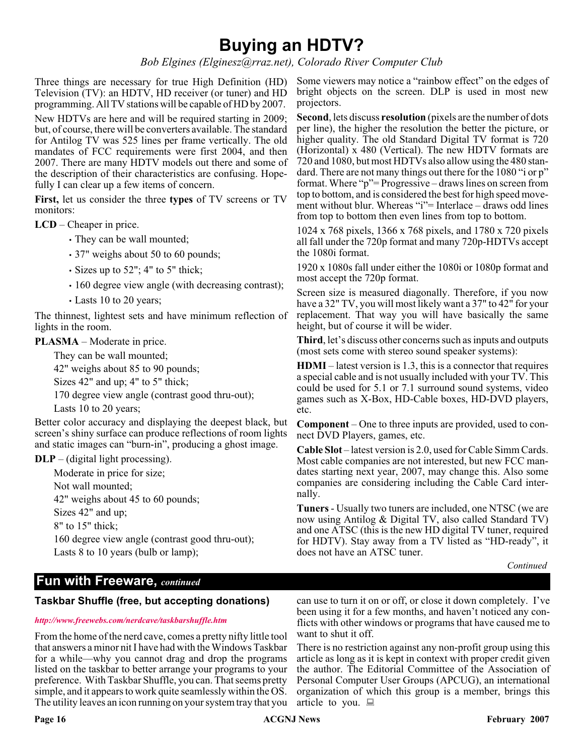# Buying an HDTV?

*Bob Elgines (Elginesz@rraz.net), Colorado River Computer Club*

Three things are necessary for true High Definition (HD) Television (TV): an HDTV, HD receiver (or tuner) and HD programming. All TV stations will be capable of HD by 2007.

New HDTVs are here and will be required starting in 2009; but, of course, there will be converters available. The standard for Antilog TV was 525 lines per frame vertically. The old mandates of FCC requirements were first 2004, and then 2007. There are many HDTV models out there and some of the description of their characteristics are confusing. Hopefully I can clear up a few items of concern.

**First,** let us consider the three **types** of TV screens or TV monitors:

**LCD** – Cheaper in price.

- They can be wall mounted;
- 37" weighs about 50 to 60 pounds;
- Sizes up to 52"; 4" to 5" thick;
- 160 degree view angle (with decreasing contrast);
- Lasts 10 to 20 years;

The thinnest, lightest sets and have minimum reflection of lights in the room.

**PLASMA** – Moderate in price.

They can be wall mounted;
42" weighs about 85 to 90 pounds;
Sizes 42" and up; 4" to 5" thick;
170 degree view angle (contrast good thru-out);
Lasts 10 to 20 years;

Better color accuracy and displaying the deepest black, but screen's shiny surface can produce reflections of room lights and static images can "burn-in", producing a ghost image.

**DLP** – (digital light processing).

Moderate in price for size;
Not wall mounted;
42" weighs about 45 to 60 pounds;
Sizes 42" and up;
8" to 15" thick;
160 degree view angle (contrast good thru-out);
Lasts 8 to 10 years (bulb or lamp);

Some viewers may notice a "rainbow effect" on the edges of bright objects on the screen. DLP is used in most new projectors.

**Second**, lets discuss **resolution** (pixels are the number of dots per line), the higher the resolution the better the picture, or higher quality. The old Standard Digital TV format is 720 (Horizontal) x 480 (Vertical). The new HDTV formats are 720 and 1080, but most HDTVs also allow using the 480 standard. There are not many things out there for the 1080 "i or p" format. Where "p"= Progressive – draws lines on screen from top to bottom, and is considered the best for high speed movement without blur. Whereas "i"= Interlace – draws odd lines from top to bottom then even lines from top to bottom.

1024 x 768 pixels, 1366 x 768 pixels, and 1780 x 720 pixels all fall under the 720p format and many 720p-HDTVs accept the 1080i format.

1920 x 1080s fall under either the 1080i or 1080p format and most accept the 720p format.

Screen size is measured diagonally. Therefore, if you now have a 32" TV, you will most likely want a 37" to 42" for your replacement. That way you will have basically the same height, but of course it will be wider.

**Third**, let's discuss other concerns such as inputs and outputs (most sets come with stereo sound speaker systems):

**HDMI** – latest version is 1.3, this is a connector that requires a special cable and is not usually included with your TV. This could be used for 5.1 or 7.1 surround sound systems, video games such as X-Box, HD-Cable boxes, HD-DVD players, etc.

**Component** – One to three inputs are provided, used to connect DVD Players, games, etc.

**Cable Slot** – latest version is 2.0, used for Cable Simm Cards. Most cable companies are not interested, but new FCC mandates starting next year, 2007, may change this. Also some companies are considering including the Cable Card internally.

**Tuners** - Usually two tuners are included, one NTSC (we are now using Antilog & Digital TV, also called Standard TV) and one ATSC (this is the new HD digital TV tuner, required for HDTV). Stay away from a TV listed as "HD-ready", it does not have an ATSC tuner.

*Continued*

## Fun with Freeware, *continued*

### Taskbar Shuffle (free, but accepting donations)

*http://www.freewebs.com/nerdcave/taskbarshuffle.htm*

From the home of the nerd cave, comes a pretty nifty little tool that answers a minor nit I have had with the Windows Taskbar for a while—why you cannot drag and drop the programs listed on the taskbar to better arrange your programs to your preference. With Taskbar Shuffle, you can. That seems pretty simple, and it appears to work quite seamlessly within the OS. The utility leaves an icon running on your system tray that you can use to turn it on or off, or close it down completely. I've been using it for a few months, and haven't noticed any conflicts with other windows or programs that have caused me to want to shut it off.

There is no restriction against any non-profit group using this article as long as it is kept in context with proper credit given the author. The Editorial Committee of the Association of Personal Computer User Groups (APCUG), an international organization of which this group is a member, brings this article to you.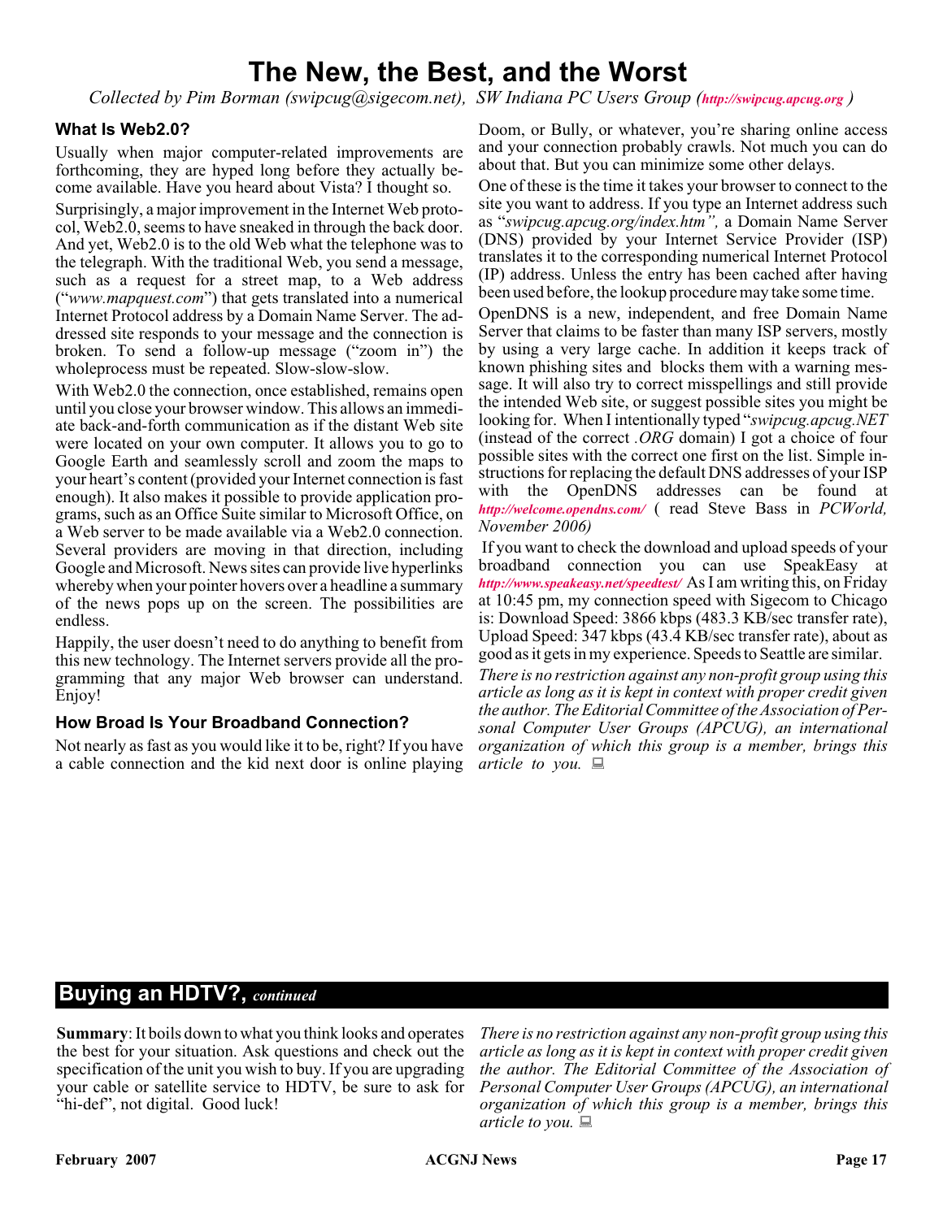# The New, the Best, and the Worst

*Collected by Pim Borman (swipcug@sigecom.net), SW Indiana PC Users Group (http://swipcug.apcug.org )*

### What Is Web2.0?

Usually when major computer-related improvements are forthcoming, they are hyped long before they actually become available. Have you heard about Vista? I thought so.

Surprisingly, a major improvement in the Internet Web protocol, Web2.0, seems to have sneaked in through the back door. And yet, Web2.0 is to the old Web what the telephone was to the telegraph. With the traditional Web, you send a message, such as a request for a street map, to a Web address ("*www.mapquest.com*") that gets translated into a numerical Internet Protocol address by a Domain Name Server. The addressed site responds to your message and the connection is broken. To send a follow-up message ("zoom in") the wholeprocess must be repeated. Slow-slow-slow.

With Web2.0 the connection, once established, remains open until you close your browser window. This allows an immediate back-and-forth communication as if the distant Web site were located on your own computer. It allows you to go to Google Earth and seamlessly scroll and zoom the maps to your heart's content (provided your Internet connection is fast enough). It also makes it possible to provide application programs, such as an Office Suite similar to Microsoft Office, on a Web server to be made available via a Web2.0 connection. Several providers are moving in that direction, including Google and Microsoft. News sites can provide live hyperlinks whereby when your pointer hovers over a headline a summary of the news pops up on the screen. The possibilities are endless.

Happily, the user doesn't need to do anything to benefit from this new technology. The Internet servers provide all the programming that any major Web browser can understand. Enjoy!

### How Broad Is Your Broadband Connection?

Not nearly as fast as you would like it to be, right? If you have a cable connection and the kid next door is online playing Doom, or Bully, or whatever, you're sharing online access and your connection probably crawls. Not much you can do about that. But you can minimize some other delays.

One of these is the time it takes your browser to connect to the site you want to address. If you type an Internet address such as "*swipcug.apcug.org/index.htm",* a Domain Name Server (DNS) provided by your Internet Service Provider (ISP) translates it to the corresponding numerical Internet Protocol (IP) address. Unless the entry has been cached after having been used before, the lookup procedure may take some time.

OpenDNS is a new, independent, and free Domain Name Server that claims to be faster than many ISP servers, mostly by using a very large cache. In addition it keeps track of known phishing sites and blocks them with a warning message. It will also try to correct misspellings and still provide the intended Web site, or suggest possible sites you might be looking for. When I intentionally typed "*swipcug.apcug.NET* (instead of the correct *.ORG* domain) I got a choice of four possible sites with the correct one first on the list. Simple instructions for replacing the default DNS addresses of your ISP with the OpenDNS addresses can be found at *http://welcome.opendns.com/* ( read Steve Bass in *PCWorld, November 2006)*

If you want to check the download and upload speeds of your broadband connection you can use SpeakEasy at *http://www.speakeasy.net/speedtest/* As I am writing this, on Friday at 10:45 pm, my connection speed with Sigecom to Chicago is: Download Speed: 3866 kbps (483.3 KB/sec transfer rate), Upload Speed: 347 kbps (43.4 KB/sec transfer rate), about as good as it gets in my experience. Speeds to Seattle are similar.

*There is no restriction against any non-profit group using this article as long as it is kept in context with proper credit given the author. The Editorial Committee of the Association of Personal Computer User Groups (APCUG), an international organization of which this group is a member, brings this article to you.*

## Buying an HDTV?, *continued*

**Summary**: It boils down to what you think looks and operates the best for your situation. Ask questions and check out the specification of the unit you wish to buy. If you are upgrading your cable or satellite service to HDTV, be sure to ask for "hi-def", not digital. Good luck!

*There is no restriction against any non-profit group using this article as long as it is kept in context with proper credit given the author. The Editorial Committee of the Association of Personal Computer User Groups (APCUG), an international organization of which this group is a member, brings this article to you.*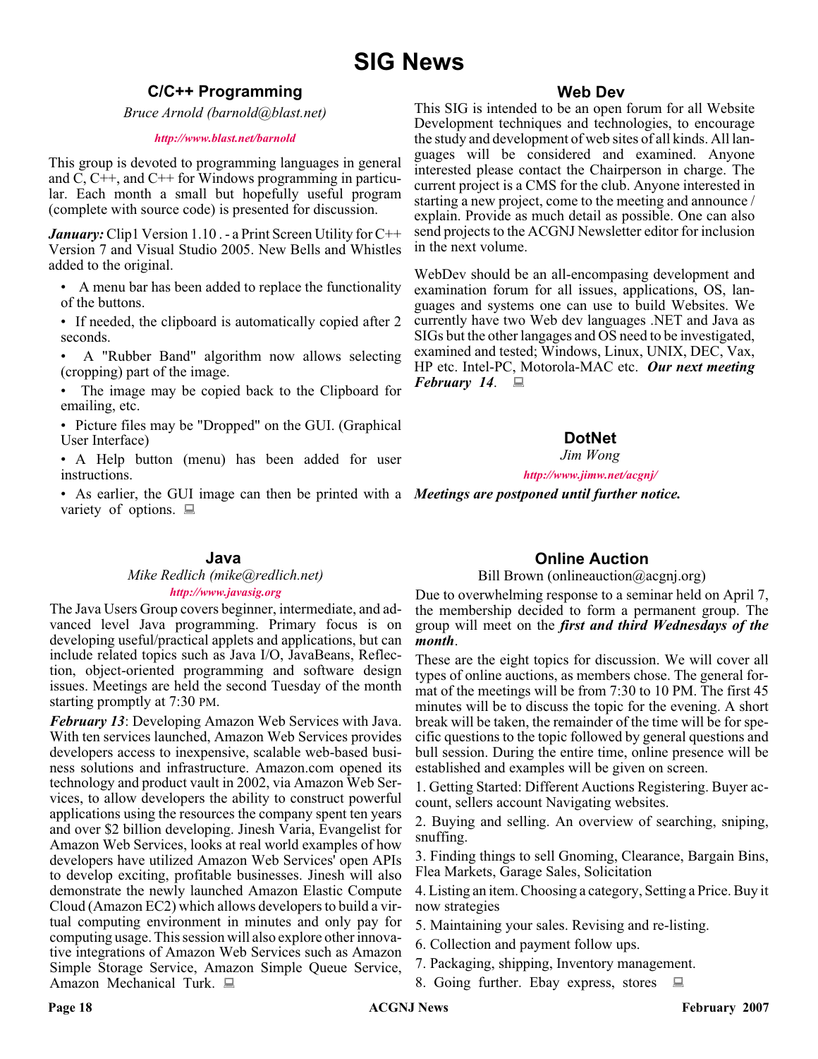# SIG News

## C/C++ Programming

*Bruce Arnold (barnold@blast.net)*

***http://www.blast.net/barnold***

This group is devoted to programming languages in general and C, C++, and C++ for Windows programming in particular. Each month a small but hopefully useful program (complete with source code) is presented for discussion.

***January:*** Clip1 Version 1.10 . - a Print Screen Utility for C++ Version 7 and Visual Studio 2005. New Bells and Whistles added to the original.

- A menu bar has been added to replace the functionality of the buttons.
- If needed, the clipboard is automatically copied after 2 seconds.
- A "Rubber Band" algorithm now allows selecting (cropping) part of the image.
- The image may be copied back to the Clipboard for emailing, etc.
- Picture files may be "Dropped" on the GUI. (Graphical User Interface)
- A Help button (menu) has been added for user instructions.
- As earlier, the GUI image can then be printed with a variety of options.

## Java

*Mike Redlich (mike@redlich.net)*

***http://www.javasig.org***

The Java Users Group covers beginner, intermediate, and advanced level Java programming. Primary focus is on developing useful/practical applets and applications, but can include related topics such as Java I/O, JavaBeans, Reflection, object-oriented programming and software design issues. Meetings are held the second Tuesday of the month starting promptly at 7:30 PM.

***February 13***: Developing Amazon Web Services with Java. With ten services launched, Amazon Web Services provides developers access to inexpensive, scalable web-based business solutions and infrastructure. Amazon.com opened its technology and product vault in 2002, via Amazon Web Services, to allow developers the ability to construct powerful applications using the resources the company spent ten years and over $2 billion developing. Jinesh Varia, Evangelist for Amazon Web Services, looks at real world examples of how developers have utilized Amazon Web Services' open APIs to develop exciting, profitable businesses. Jinesh will also demonstrate the newly launched Amazon Elastic Compute Cloud (Amazon EC2) which allows developers to build a virtual computing environment in minutes and only pay for computing usage. This session will also explore other innovative integrations of Amazon Web Services such as Amazon Simple Storage Service, Amazon Simple Queue Service, Amazon Mechanical Turk.

## Web Dev

This SIG is intended to be an open forum for all Website Development techniques and technologies, to encourage the study and development of web sites of all kinds. All languages will be considered and examined. Anyone interested please contact the Chairperson in charge. The current project is a CMS for the club. Anyone interested in starting a new project, come to the meeting and announce / explain. Provide as much detail as possible. One can also send projects to the ACGNJ Newsletter editor for inclusion in the next volume.

WebDev should be an all-encompassing development and examination forum for all issues, applications, OS, languages and systems one can use to build Websites. We currently have two Web dev languages .NET and Java as SIGs but the other langages and OS need to be investigated, examined and tested; Windows, Linux, UNIX, DEC, Vax, HP etc. Intel-PC, Motorola-MAC etc. ***Our next meeting February 14***.

## DotNet

*Jim Wong*

***http://www.jimw.net/acgnj/***

***Meetings are postponed until further notice.***

## Online Auction

Bill Brown (onlineauction@acgnj.org)

Due to overwhelming response to a seminar held on April 7, the membership decided to form a permanent group. The group will meet on the ***first and third Wednesdays of the month***.

These are the eight topics for discussion. We will cover all types of online auctions, as members chose. The general format of the meetings will be from 7:30 to 10 PM. The first 45 minutes will be to discuss the topic for the evening. A short break will be taken, the remainder of the time will be for specific questions to the topic followed by general questions and bull session. During the entire time, online presence will be established and examples will be given on screen.

1. Getting Started: Different Auctions Registering. Buyer account, sellers account Navigating websites.
2. Buying and selling. An overview of searching, sniping, snuffing.
3. Finding things to sell Gnoming, Clearance, Bargain Bins, Flea Markets, Garage Sales, Solicitation
4. Listing an item. Choosing a category, Setting a Price. Buy it now strategies
5. Maintaining your sales. Revising and re-listing.
6. Collection and payment follow ups.
7. Packaging, shipping, Inventory management.
8. Going further. Ebay express, stores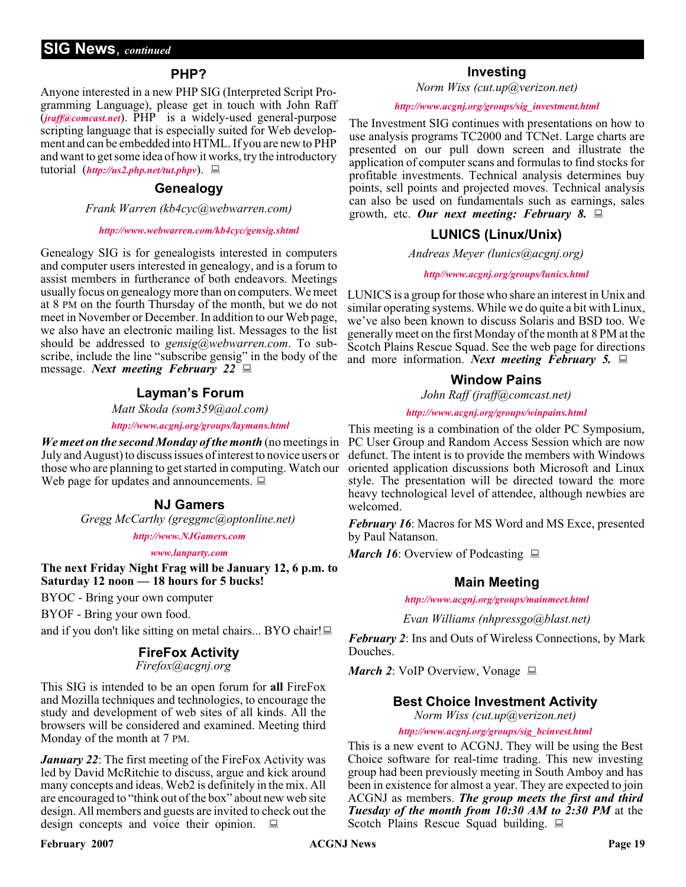## SIG News, *continued*

### PHP?

Anyone interested in a new PHP SIG (Interpreted Script Programming Language), please get in touch with John Raff (*jraff@comcast.net*). PHP is a widely-used general-purpose scripting language that is especially suited for Web development and can be embedded into HTML. If you are new to PHP and want to get some idea of how it works, try the introductory tutorial (*http://us2.php.net/tut.phpv*).

### Genealogy

*Frank Warren (kb4cyc@webwarren.com)*

*http://www.webwarren.com/kb4cyc/gensig.shtml*

Genealogy SIG is for genealogists interested in computers and computer users interested in genealogy, and is a forum to assist members in furtherance of both endeavors. Meetings usually focus on genealogy more than on computers. We meet at 8 PM on the fourth Thursday of the month, but we do not meet in November or December. In addition to our Web page, we also have an electronic mailing list. Messages to the list should be addressed to *gensig@webwarren.com*. To subscribe, include the line "subscribe gensig" in the body of the message. ***Next meeting February 22***

### Layman's Forum

*Matt Skoda (som359@aol.com)*

*http://www.acgnj.org/groups/laymans.html*

***We meet on the second Monday of the month*** (no meetings in July and August) to discuss issues of interest to novice users or those who are planning to get started in computing. Watch our Web page for updates and announcements.

### NJ Gamers

*Gregg McCarthy (greggmc@optonline.net)*

*http://www.NJGamers.com*

*www.lanparty.com*

**The next Friday Night Frag will be January 12, 6 p.m. to Saturday 12 noon — 18 hours for 5 bucks!**

BYOC - Bring your own computer

BYOF - Bring your own food.

and if you don't like sitting on metal chairs... BYO chair!

### FireFox Activity

*Firefox@acgnj.org*

This SIG is intended to be an open forum for **all** FireFox and Mozilla techniques and technologies, to encourage the study and development of web sites of all kinds. All the browsers will be considered and examined. Meeting third Monday of the month at 7 PM.

***January 22***: The first meeting of the FireFox Activity was led by David McRitchie to discuss, argue and kick around many concepts and ideas. Web2 is definitely in the mix. All are encouraged to "think out of the box" about new web site design. All members and guests are invited to check out the design concepts and voice their opinion.

### Investing

*Norm Wiss (cut.up@verizon.net)*

*http://www.acgnj.org/groups/sig_investment.html*

The Investment SIG continues with presentations on how to use analysis programs TC2000 and TCNet. Large charts are presented on our pull down screen and illustrate the application of computer scans and formulas to find stocks for profitable investments. Technical analysis determines buy points, sell points and projected moves. Technical analysis can also be used on fundamentals such as earnings, sales growth, etc. ***Our next meeting: February 8.***

### LUNICS (Linux/Unix)

*Andreas Meyer (lunics@acgnj.org)*

*http//www.acgnj.org/groups/lunics.html*

LUNICS is a group for those who share an interest in Unix and similar operating systems. While we do quite a bit with Linux, we've also been known to discuss Solaris and BSD too. We generally meet on the first Monday of the month at 8 PM at the Scotch Plains Rescue Squad. See the web page for directions and more information. ***Next meeting February 5.***

### Window Pains

*John Raff (jraff@comcast.net)*

*http://www.acgnj.org/groups/winpains.html*

This meeting is a combination of the older PC Symposium, PC User Group and Random Access Session which are now defunct. The intent is to provide the members with Windows oriented application discussions both Microsoft and Linux style. The presentation will be directed toward the more heavy technological level of attendee, although newbies are welcomed.

***February 16***: Macros for MS Word and MS Exce, presented by Paul Natanson.

***March 16***: Overview of Podcasting

### Main Meeting

*http://www.acgnj.org/groups/mainmeet.html*

*Evan Williams (nhpressgo@blast.net)*

***February 2***: Ins and Outs of Wireless Connections, by Mark Douches.

***March 2***: VoIP Overview, Vonage

### Best Choice Investment Activity

*Norm Wiss (cut.up@verizon.net)*

*http://www.acgnj.org/groups/sig_bcinvest.html*

This is a new event to ACGNJ. They will be using the Best Choice software for real-time trading. This new investing group had been previously meeting in South Amboy and has been in existence for almost a year. They are expected to join ACGNJ as members. ***The group meets the first and third Tuesday of the month from 10:30 AM to 2:30 PM*** at the Scotch Plains Rescue Squad building.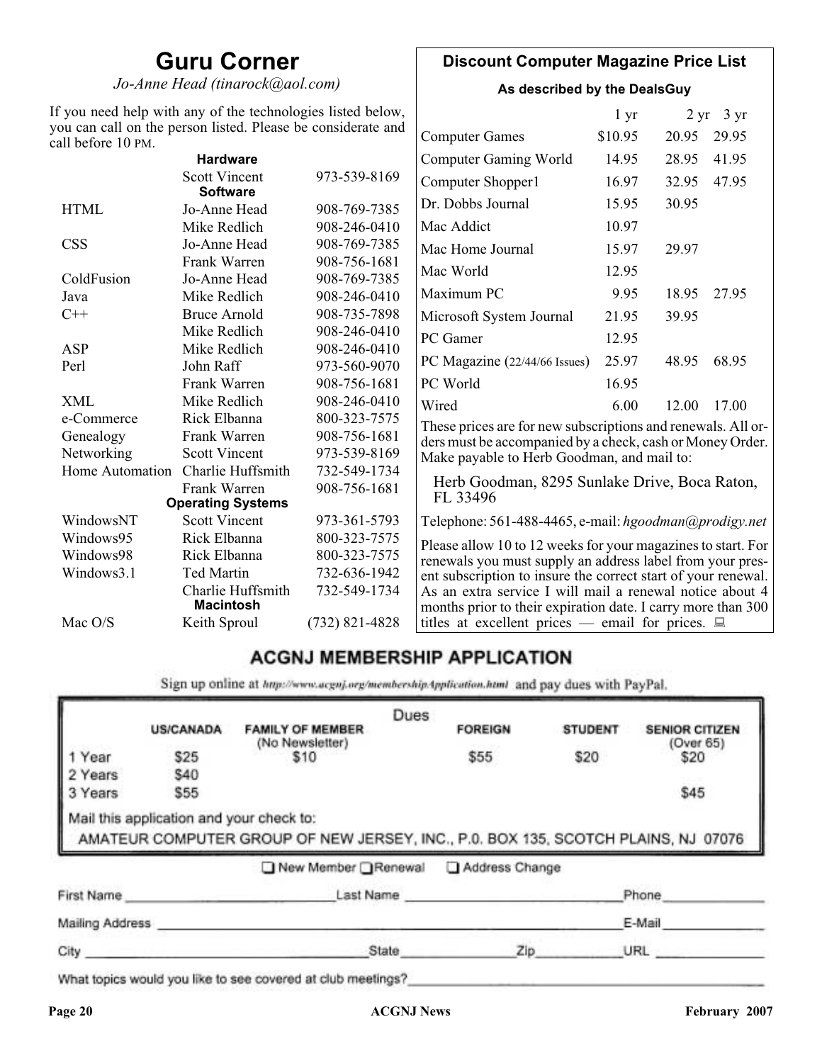# Guru Corner

*Jo-Anne Head (tinarock@aol.com)*

If you need help with any of the technologies listed below, you can call on the person listed. Please be considerate and call before 10 PM.

| | | |
|---|---|---|
| **Hardware** | | |
| | Scott Vincent | 973-539-8169 |
| **Software** | | |
| HTML | Jo-Anne Head | 908-769-7385 |
| | Mike Redlich | 908-246-0410 |
| CSS | Jo-Anne Head | 908-769-7385 |
| | Frank Warren | 908-756-1681 |
| ColdFusion | Jo-Anne Head | 908-769-7385 |
| Java | Mike Redlich | 908-246-0410 |
| C++ | Bruce Arnold | 908-735-7898 |
| | Mike Redlich | 908-246-0410 |
| ASP | Mike Redlich | 908-246-0410 |
| Perl | John Raff | 973-560-9070 |
| | Frank Warren | 908-756-1681 |
| XML | Mike Redlich | 908-246-0410 |
| e-Commerce | Rick Elbanna | 800-323-7575 |
| Genealogy | Frank Warren | 908-756-1681 |
| Networking | Scott Vincent | 973-539-8169 |
| Home Automation | Charlie Huffsmith | 732-549-1734 |
| | Frank Warren | 908-756-1681 |
| **Operating Systems** | | |
| WindowsNT | Scott Vincent | 973-361-5793 |
| Windows95 | Rick Elbanna | 800-323-7575 |
| Windows98 | Rick Elbanna | 800-323-7575 |
| Windows3.1 | Ted Martin | 732-636-1942 |
| | Charlie Huffsmith | 732-549-1734 |
| **Macintosh** | | |
| Mac O/S | Keith Sproul | (732) 821-4828 |

## Discount Computer Magazine Price List

**As described by the DealsGuy**

| | 1 yr | 2 yr | 3 yr |
|---|---|---|---|
| Computer Games | $10.95 | 20.95 | 29.95 |
| Computer Gaming World | 14.95 | 28.95 | 41.95 |
| Computer Shopper1 | 16.97 | 32.95 | 47.95 |
| Dr. Dobbs Journal | 15.95 | 30.95 | |
| Mac Addict | 10.97 | | |
| Mac Home Journal | 15.97 | 29.97 | |
| Mac World | 12.95 | | |
| Maximum PC | 9.95 | 18.95 | 27.95 |
| Microsoft System Journal | 21.95 | 39.95 | |
| PC Gamer | 12.95 | | |
| PC Magazine (22/44/66 Issues) | 25.97 | 48.95 | 68.95 |
| PC World | 16.95 | | |
| Wired | 6.00 | 12.00 | 17.00 |

These prices are for new subscriptions and renewals. All orders must be accompanied by a check, cash or Money Order. Make payable to Herb Goodman, and mail to:

Herb Goodman, 8295 Sunlake Drive, Boca Raton, FL 33496

Telephone: 561-488-4465, e-mail: *hgoodman@prodigy.net*

Please allow 10 to 12 weeks for your magazines to start. For renewals you must supply an address label from your present subscription to insure the correct start of your renewal. As an extra service I will mail a renewal notice about 4 months prior to their expiration date. I carry more than 300 titles at excellent prices — email for prices.

## ACGNJ MEMBERSHIP APPLICATION

Sign up online at http://www.acgnj.org/membershipApplication.html and pay dues with PayPal.

**Dues**

| | US/CANADA | FAMILY OF MEMBER (No Newsletter) | FOREIGN | STUDENT | SENIOR CITIZEN (Over 65) |
|---|---|---|---|---|---|
| 1 Year | $25 | $10 | $55 | $20 | $20 |
| 2 Years | $40 | | | | |
| 3 Years | $55 | | | | $45 |

Mail this application and your check to:

AMATEUR COMPUTER GROUP OF NEW JERSEY, INC., P.0. BOX 135, SCOTCH PLAINS, NJ 07076

☐ New Member ☐ Renewal ☐ Address Change

First Name ____________ Last Name ____________ Phone ____________

Mailing Address ____________ E-Mail ____________

City ____________ State ____________ Zip ____________ URL ____________

What topics would you like to see covered at club meetings? ____________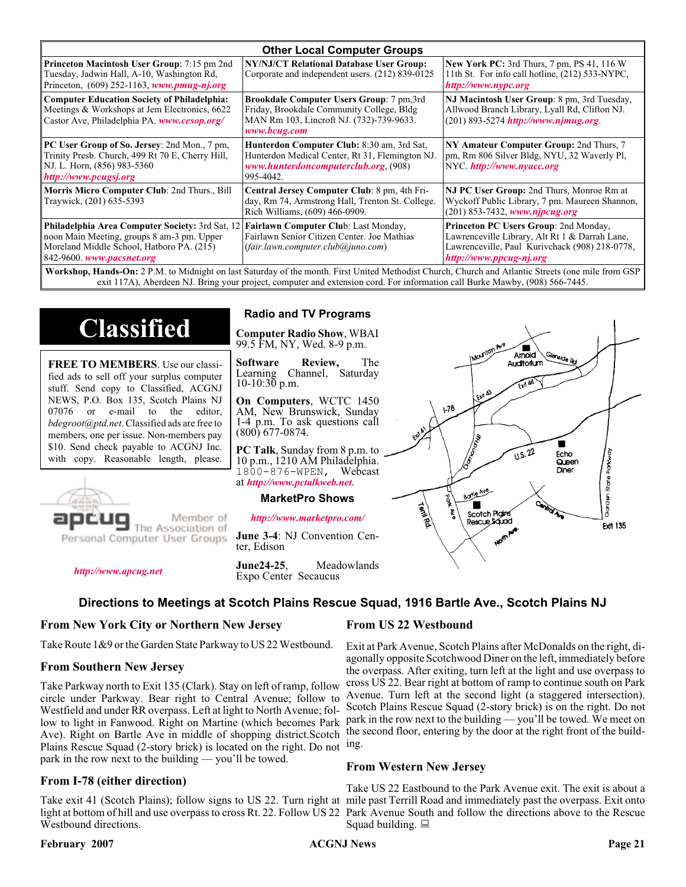## Other Local Computer Groups

| | | |
|---|---|---|
| **Princeton Macintosh User Group**: 7:15 pm 2nd Tuesday, Jadwin Hall, A-10, Washington Rd, Princeton, (609) 252-1163, ***www.pmug-nj.org*** | **NY/NJ/CT Relational Database User Group:** Corporate and independent users. (212) 839-0125 | **New York PC:** 3rd Thurs, 7 pm, PS 41, 116 W 11th St. For info call hotline, (212) 533-NYPC, ***http://www.nypc.org*** |
| **Computer Education Society of Philadelphia:** Meetings & Workshops at Jem Electronics, 6622 Castor Ave, Philadelphia PA. ***www.cesop.org/*** | **Brookdale Computer Users Group**: 7 pm,3rd Friday, Brookdale Community College, Bldg MAN Rm 103, Lincroft NJ. (732)-739-9633. ***www.bcug.com*** | **NJ Macintosh User Group**: 8 pm, 3rd Tuesday, Allwood Branch Library, Lyall Rd, Clifton NJ. (201) 893-5274 ***http://www.njmug.org***. |
| **PC User Group of So. Jersey**: 2nd Mon., 7 pm, Trinity Presb. Church, 499 Rt 70 E, Cherry Hill, NJ. L. Horn, (856) 983-5360 ***http://www.pcugsj.org*** | **Hunterdon Computer Club:** 8:30 am, 3rd Sat, Hunterdon Medical Center, Rt 31, Flemington NJ. ***www.hunterdoncomputerclub.org***, (908) 995-4042. | **NY Amateur Computer Group:** 2nd Thurs, 7 pm, Rm 806 Silver Bldg, NYU, 32 Waverly Pl, NYC. ***http://www.nyacc.org*** |
| **Morris Micro Computer Club**: 2nd Thurs., Bill Traywick, (201) 635-5393 | **Central Jersey Computer Club**: 8 pm, 4th Friday, Rm 74, Armstrong Hall, Trenton St. College. Rich Williams, (609) 466-0909. | **NJ PC User Group:** 2nd Thurs, Monroe Rm at Wyckoff Public Library, 7 pm. Maureen Shannon, (201) 853-7432, ***www.njpcug.org*** |
| **Philadelphia Area Computer Society:** 3rd Sat, 12 noon Main Meeting, groups 8 am-3 pm. Upper Moreland Middle School, Hatboro PA. (215) 842-9600. ***www.pacsnet.org*** | **Fairlawn Computer Club**: Last Monday, Fairlawn Senior Citizen Center. Joe Mathias (*fair.lawn.computer.club@juno.com*) | **Princeton PC Users Group**: 2nd Monday, Lawrenceville Library, Alt Rt 1 & Darrah Lane, Lawrenceville, Paul Kurivchack (908) 218-0778, ***http://www.ppcug-nj.org*** |

**Workshop, Hands-On:** 2 P.M. to Midnight on last Saturday of the month. First United Methodist Church, Church and Atlantic Streets (one mile from GSP exit 117A), Aberdeen NJ. Bring your project, computer and extension cord. For information call Burke Mawby, (908) 566-7445.

# Classified

**FREE TO MEMBERS**. Use our classified ads to sell off your surplus computer stuff. Send copy to Classified, ACGNJ NEWS, P.O. Box 135, Scotch Plains NJ 07076 or e-mail to the editor, *bdegroot@ptd.net*. Classified ads are free to members, one per issue. Non-members pay $10. Send check payable to ACGNJ Inc. with copy. Reasonable length, please.

apcug Member of The Association of Personal Computer User Groups

***http://www.apcug.net***

### Radio and TV Programs

**Computer Radio Show**, WBAI 99.5 FM, NY, Wed. 8-9 p.m.

**Software Review,** The Learning Channel, Saturday 10-10:30 p.m.

**On Computers**, WCTC 1450 AM, New Brunswick, Sunday 1-4 p.m. To ask questions call (800) 677-0874.

**PC Talk**, Sunday from 8 p.m. to 10 p.m., 1210 AM Philadelphia. 1800-876-WPEN, Webcast at ***http://www.pctalkweb.net***.

### MarketPro Shows

***http://www.marketpro.com/***

**June 3-4**: NJ Convention Center, Edison

**June24-25**, Meadowlands Expo Center Secaucus

### Directions to Meetings at Scotch Plains Rescue Squad, 1916 Bartle Ave., Scotch Plains NJ

#### From New York City or Northern New Jersey

Take Route 1&9 or the Garden State Parkway to US 22 Westbound.

#### From Southern New Jersey

Take Parkway north to Exit 135 (Clark). Stay on left of ramp, follow circle under Parkway. Bear right to Central Avenue; follow to Westfield and under RR overpass. Left at light to North Avenue; follow to light in Fanwood. Right on Martine (which becomes Park Ave). Right on Bartle Ave in middle of shopping district.Scotch Plains Rescue Squad (2-story brick) is located on the right. Do not park in the row next to the building — you'll be towed.

#### From I-78 (either direction)

Take exit 41 (Scotch Plains); follow signs to US 22. Turn right at light at bottom of hill and use overpass to cross Rt. 22. Follow US 22 Westbound directions.

#### From US 22 Westbound

Exit at Park Avenue, Scotch Plains after McDonalds on the right, diagonally opposite Scotchwood Diner on the left, immediately before the overpass. After exiting, turn left at the light and use overpass to cross US 22. Bear right at bottom of ramp to continue south on Park Avenue. Turn left at the second light (a staggered intersection). Scotch Plains Rescue Squad (2-story brick) is on the right. Do not park in the row next to the building — you'll be towed. We meet on the second floor, entering by the door at the right front of the building.

#### From Western New Jersey

Take US 22 Eastbound to the Park Avenue exit. The exit is about a mile past Terrill Road and immediately past the overpass. Exit onto Park Avenue South and follow the directions above to the Rescue Squad building.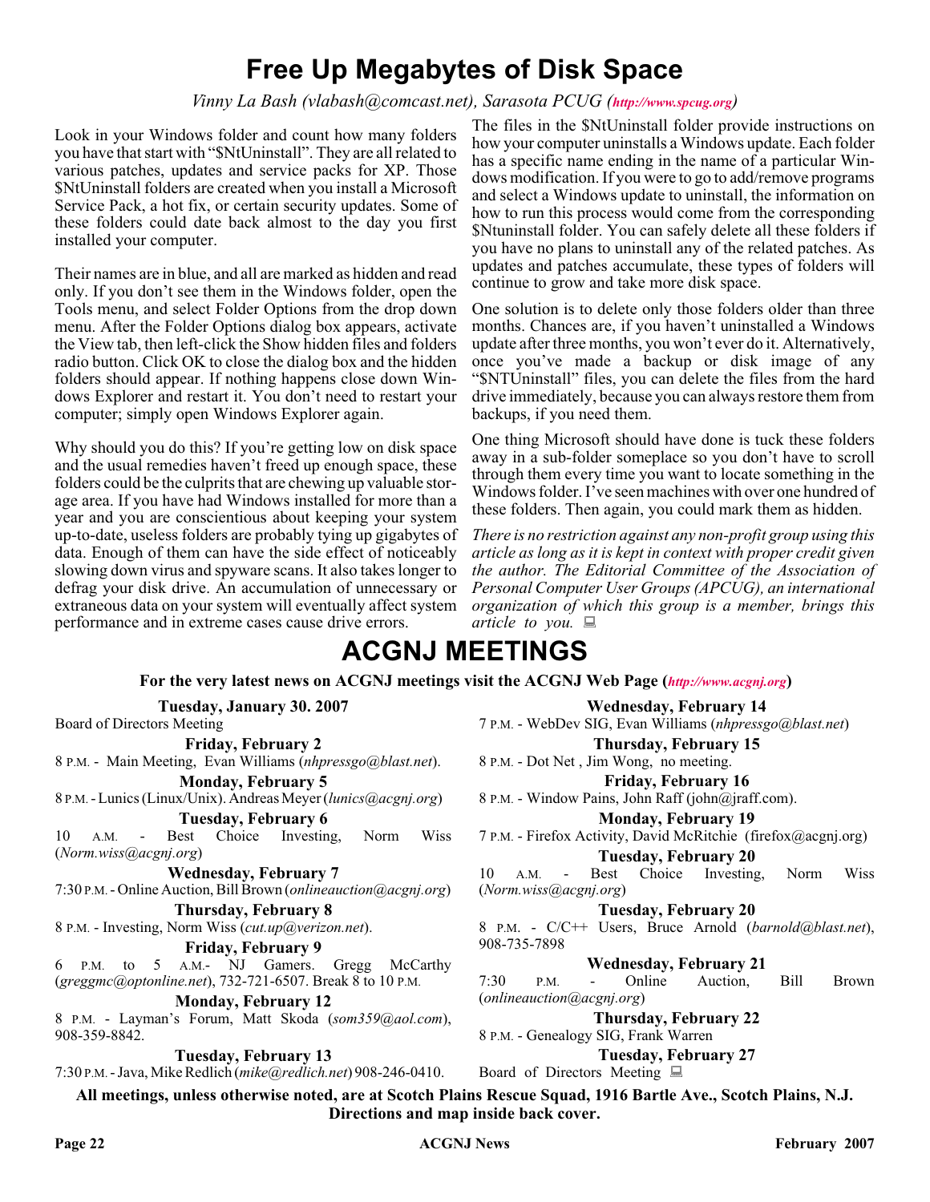# Free Up Megabytes of Disk Space

*Vinny La Bash (vlabash@comcast.net), Sarasota PCUG (http://www.spcug.org)*

Look in your Windows folder and count how many folders you have that start with "$NtUninstall". They are all related to various patches, updates and service packs for XP. Those $NtUninstall folders are created when you install a Microsoft Service Pack, a hot fix, or certain security updates. Some of these folders could date back almost to the day you first installed your computer.

Their names are in blue, and all are marked as hidden and read only. If you don't see them in the Windows folder, open the Tools menu, and select Folder Options from the drop down menu. After the Folder Options dialog box appears, activate the View tab, then left-click the Show hidden files and folders radio button. Click OK to close the dialog box and the hidden folders should appear. If nothing happens close down Windows Explorer and restart it. You don't need to restart your computer; simply open Windows Explorer again.

Why should you do this? If you're getting low on disk space and the usual remedies haven't freed up enough space, these folders could be the culprits that are chewing up valuable storage area. If you have had Windows installed for more than a year and you are conscientious about keeping your system up-to-date, useless folders are probably tying up gigabytes of data. Enough of them can have the side effect of noticeably slowing down virus and spyware scans. It also takes longer to defrag your disk drive. An accumulation of unnecessary or extraneous data on your system will eventually affect system performance and in extreme cases cause drive errors.

The files in the $NtUninstall folder provide instructions on how your computer uninstalls a Windows update. Each folder has a specific name ending in the name of a particular Windows modification. If you were to go to add/remove programs and select a Windows update to uninstall, the information on how to run this process would come from the corresponding $Ntuninstall folder. You can safely delete all these folders if you have no plans to uninstall any of the related patches. As updates and patches accumulate, these types of folders will continue to grow and take more disk space.

One solution is to delete only those folders older than three months. Chances are, if you haven't uninstalled a Windows update after three months, you won't ever do it. Alternatively, once you've made a backup or disk image of any "$NTUninstall" files, you can delete the files from the hard drive immediately, because you can always restore them from backups, if you need them.

One thing Microsoft should have done is tuck these folders away in a sub-folder someplace so you don't have to scroll through them every time you want to locate something in the Windows folder. I've seen machines with over one hundred of these folders. Then again, you could mark them as hidden.

*There is no restriction against any non-profit group using this article as long as it is kept in context with proper credit given the author. The Editorial Committee of the Association of Personal Computer User Groups (APCUG), an international organization of which this group is a member, brings this article to you.*

# ACGNJ MEETINGS

**For the very latest news on ACGNJ meetings visit the ACGNJ Web Page (*http://www.acgnj.org*)**

**Tuesday, January 30. 2007**
Board of Directors Meeting

**Friday, February 2**
8 P.M. - Main Meeting, Evan Williams (*nhpressgo@blast.net*).

**Monday, February 5**
8 P.M. - Lunics (Linux/Unix). Andreas Meyer (*lunics@acgnj.org*)

**Tuesday, February 6**
10 A.M. - Best Choice Investing, Norm Wiss (*Norm.wiss@acgnj.org*)

**Wednesday, February 7**
7:30 P.M. - Online Auction, Bill Brown (*onlineauction@acgnj.org*)

**Thursday, February 8**
8 P.M. - Investing, Norm Wiss (*cut.up@verizon.net*).

**Friday, February 9**
6 P.M. to 5 A.M.- NJ Gamers. Gregg McCarthy (*greggmc@optonline.net*), 732-721-6507. Break 8 to 10 P.M.

**Monday, February 12**
8 P.M. - Layman's Forum, Matt Skoda (*som359@aol.com*), 908-359-8842.

**Tuesday, February 13**
7:30 P.M. - Java, Mike Redlich (*mike@redlich.net*) 908-246-0410.

**Wednesday, February 14**
7 P.M. - WebDev SIG, Evan Williams (*nhpressgo@blast.net*)

**Thursday, February 15**
8 P.M. - Dot Net , Jim Wong, no meeting.

**Friday, February 16**
8 P.M. - Window Pains, John Raff (john@jraff.com).

**Monday, February 19**
7 P.M. - Firefox Activity, David McRitchie (firefox@acgnj.org)

**Tuesday, February 20**
10 A.M. - Best Choice Investing, Norm Wiss (*Norm.wiss@acgnj.org*)

**Tuesday, February 20**
8 P.M. - C/C++ Users, Bruce Arnold (*barnold@blast.net*), 908-735-7898

**Wednesday, February 21**
7:30 P.M. - Online Auction, Bill Brown (*onlineauction@acgnj.org*)

**Thursday, February 22**
8 P.M. - Genealogy SIG, Frank Warren

**Tuesday, February 27**
Board of Directors Meeting

**All meetings, unless otherwise noted, are at Scotch Plains Rescue Squad, 1916 Bartle Ave., Scotch Plains, N.J. Directions and map inside back cover.**